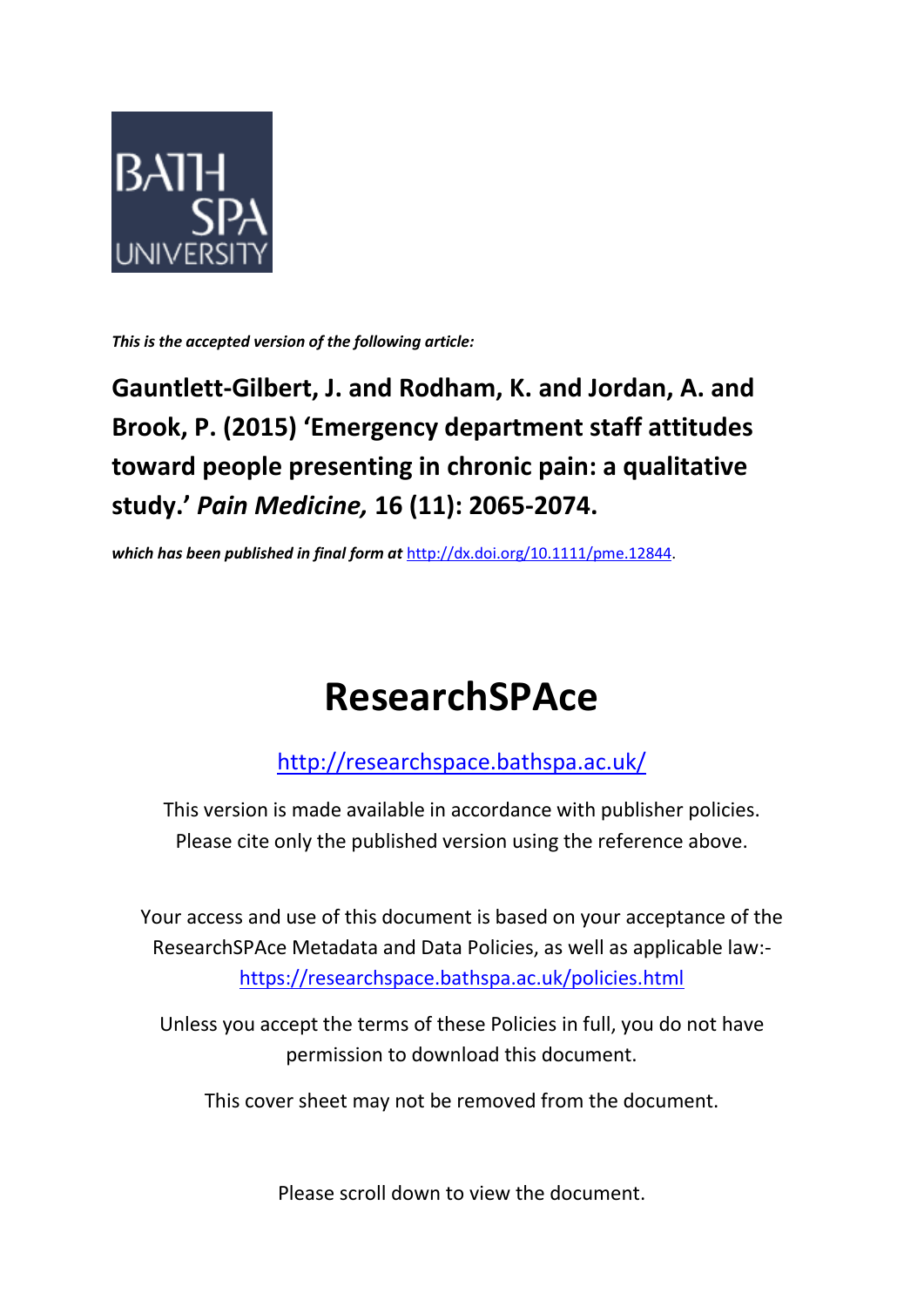BATH SPA UNIVERSITY

***This is the accepted version of the following article:***

**Gauntlett-Gilbert, J. and Rodham, K. and Jordan, A. and Brook, P. (2015) 'Emergency department staff attitudes toward people presenting in chronic pain: a qualitative study.' *Pain Medicine,* 16 (11): 2065-2074.**

***which has been published in final form at*** [http://dx.doi.org/10.1111/pme.12844](http://dx.doi.org/10.1111/pme.12844).

# ResearchSPAce

[http://researchspace.bathspa.ac.uk/](http://researchspace.bathspa.ac.uk/)

This version is made available in accordance with publisher policies. Please cite only the published version using the reference above.

Your access and use of this document is based on your acceptance of the ResearchSPAce Metadata and Data Policies, as well as applicable law:- [https://researchspace.bathspa.ac.uk/policies.html](https://researchspace.bathspa.ac.uk/policies.html)

Unless you accept the terms of these Policies in full, you do not have permission to download this document.

This cover sheet may not be removed from the document.

Please scroll down to view the document.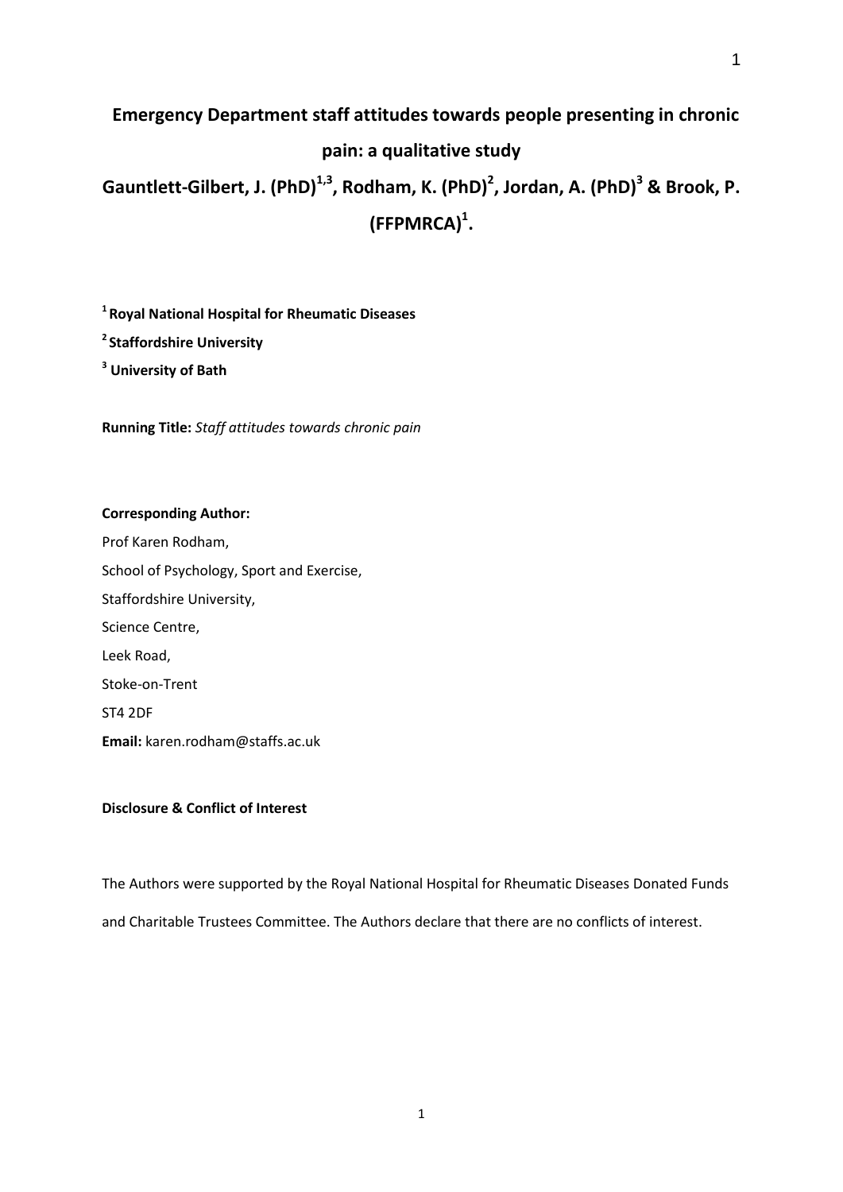# Emergency Department staff attitudes towards people presenting in chronic pain: a qualitative study

**Gauntlett-Gilbert, J. (PhD)[1,3], Rodham, K. (PhD)[2], Jordan, A. (PhD)[3] & Brook, P. (FFPMRCA)[1].**

**[1] Royal National Hospital for Rheumatic Diseases**

**[2] Staffordshire University**

**[3] University of Bath**

**Running Title:** *Staff attitudes towards chronic pain*

**Corresponding Author:**

Prof Karen Rodham,

School of Psychology, Sport and Exercise,

Staffordshire University,

Science Centre,

Leek Road,

Stoke-on-Trent

ST4 2DF

**Email:** karen.rodham@staffs.ac.uk

**Disclosure & Conflict of Interest**

The Authors were supported by the Royal National Hospital for Rheumatic Diseases Donated Funds and Charitable Trustees Committee. The Authors declare that there are no conflicts of interest.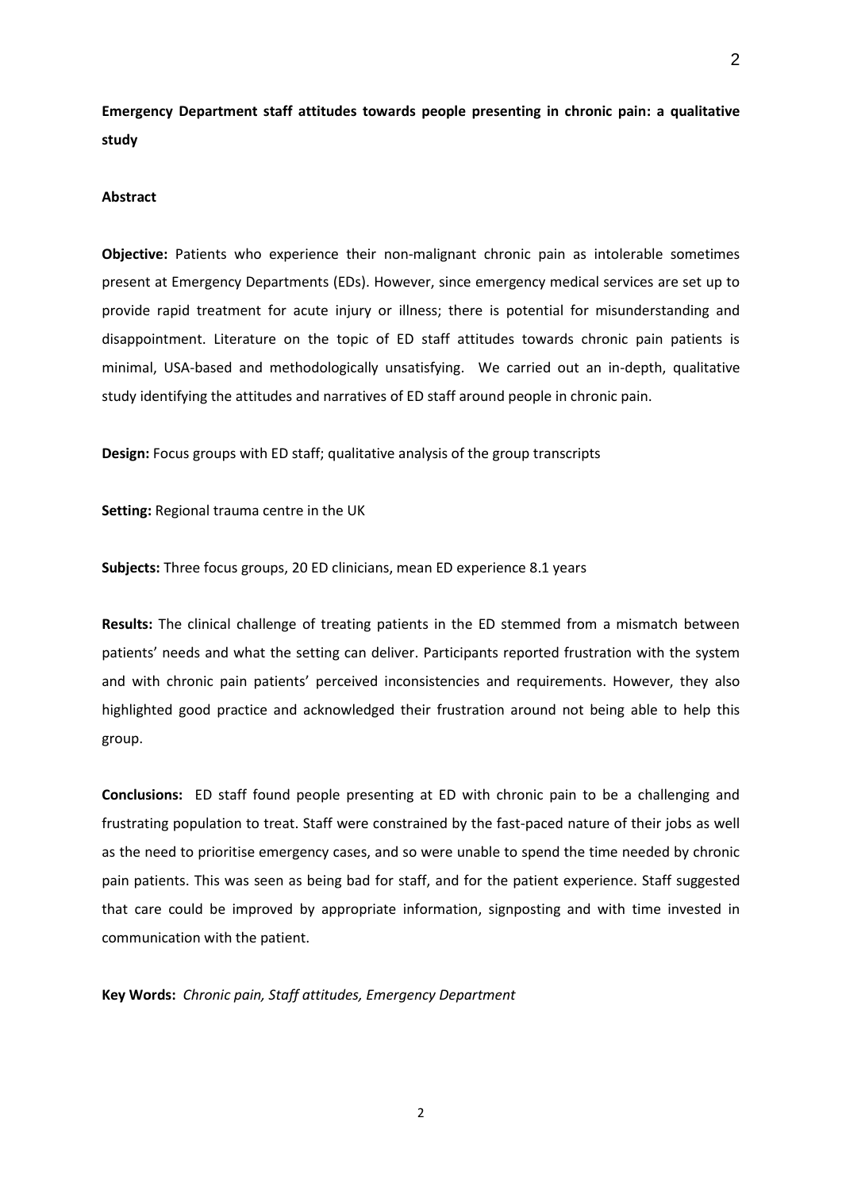**Emergency Department staff attitudes towards people presenting in chronic pain: a qualitative study**

**Abstract**

**Objective:** Patients who experience their non-malignant chronic pain as intolerable sometimes present at Emergency Departments (EDs). However, since emergency medical services are set up to provide rapid treatment for acute injury or illness; there is potential for misunderstanding and disappointment. Literature on the topic of ED staff attitudes towards chronic pain patients is minimal, USA-based and methodologically unsatisfying. We carried out an in-depth, qualitative study identifying the attitudes and narratives of ED staff around people in chronic pain.

**Design:** Focus groups with ED staff; qualitative analysis of the group transcripts

**Setting:** Regional trauma centre in the UK

**Subjects:** Three focus groups, 20 ED clinicians, mean ED experience 8.1 years

**Results:** The clinical challenge of treating patients in the ED stemmed from a mismatch between patients' needs and what the setting can deliver. Participants reported frustration with the system and with chronic pain patients' perceived inconsistencies and requirements. However, they also highlighted good practice and acknowledged their frustration around not being able to help this group.

**Conclusions:** ED staff found people presenting at ED with chronic pain to be a challenging and frustrating population to treat. Staff were constrained by the fast-paced nature of their jobs as well as the need to prioritise emergency cases, and so were unable to spend the time needed by chronic pain patients. This was seen as being bad for staff, and for the patient experience. Staff suggested that care could be improved by appropriate information, signposting and with time invested in communication with the patient.

**Key Words:** *Chronic pain, Staff attitudes, Emergency Department*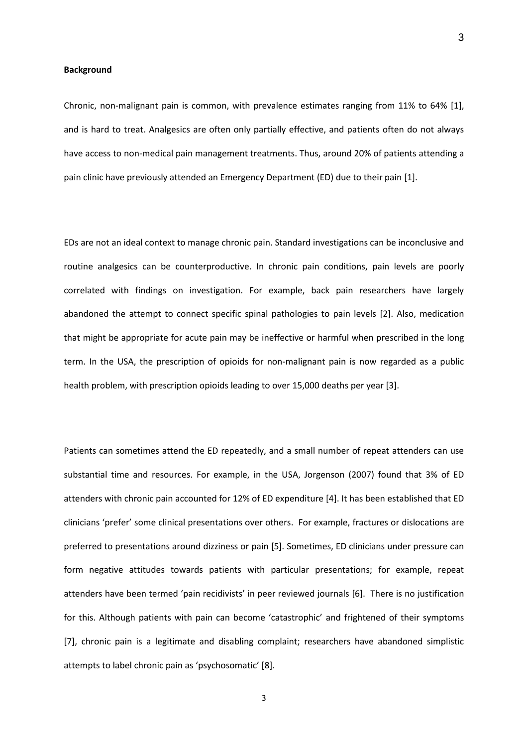**Background**

Chronic, non-malignant pain is common, with prevalence estimates ranging from 11% to 64% [1], and is hard to treat. Analgesics are often only partially effective, and patients often do not always have access to non-medical pain management treatments. Thus, around 20% of patients attending a pain clinic have previously attended an Emergency Department (ED) due to their pain [1].

EDs are not an ideal context to manage chronic pain. Standard investigations can be inconclusive and routine analgesics can be counterproductive. In chronic pain conditions, pain levels are poorly correlated with findings on investigation. For example, back pain researchers have largely abandoned the attempt to connect specific spinal pathologies to pain levels [2]. Also, medication that might be appropriate for acute pain may be ineffective or harmful when prescribed in the long term. In the USA, the prescription of opioids for non-malignant pain is now regarded as a public health problem, with prescription opioids leading to over 15,000 deaths per year [3].

Patients can sometimes attend the ED repeatedly, and a small number of repeat attenders can use substantial time and resources. For example, in the USA, Jorgenson (2007) found that 3% of ED attenders with chronic pain accounted for 12% of ED expenditure [4]. It has been established that ED clinicians 'prefer' some clinical presentations over others. For example, fractures or dislocations are preferred to presentations around dizziness or pain [5]. Sometimes, ED clinicians under pressure can form negative attitudes towards patients with particular presentations; for example, repeat attenders have been termed 'pain recidivists' in peer reviewed journals [6]. There is no justification for this. Although patients with pain can become 'catastrophic' and frightened of their symptoms [7], chronic pain is a legitimate and disabling complaint; researchers have abandoned simplistic attempts to label chronic pain as 'psychosomatic' [8].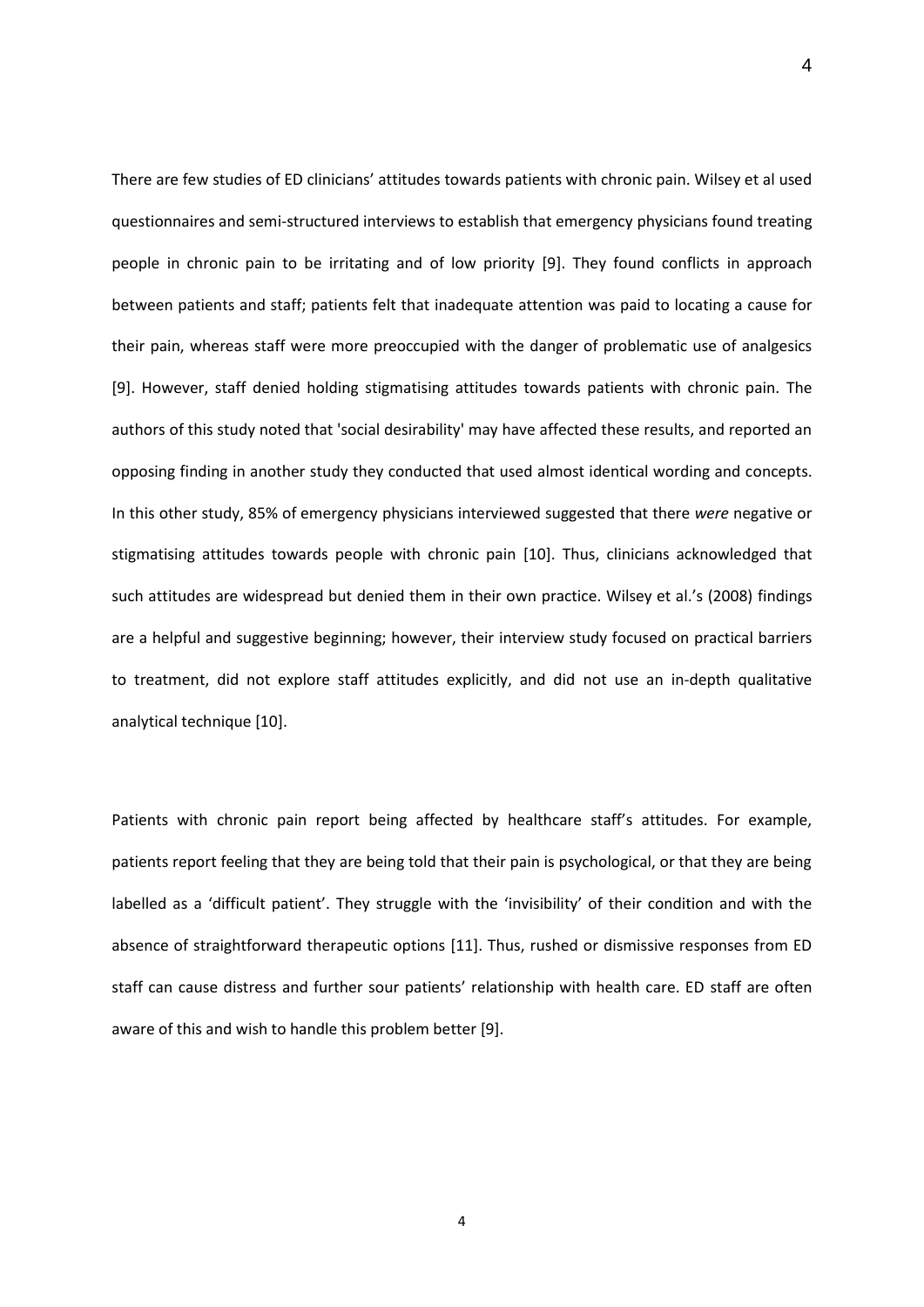There are few studies of ED clinicians' attitudes towards patients with chronic pain. Wilsey et al used questionnaires and semi-structured interviews to establish that emergency physicians found treating people in chronic pain to be irritating and of low priority [9]. They found conflicts in approach between patients and staff; patients felt that inadequate attention was paid to locating a cause for their pain, whereas staff were more preoccupied with the danger of problematic use of analgesics [9]. However, staff denied holding stigmatising attitudes towards patients with chronic pain. The authors of this study noted that 'social desirability' may have affected these results, and reported an opposing finding in another study they conducted that used almost identical wording and concepts. In this other study, 85% of emergency physicians interviewed suggested that there *were* negative or stigmatising attitudes towards people with chronic pain [10]. Thus, clinicians acknowledged that such attitudes are widespread but denied them in their own practice. Wilsey et al.'s (2008) findings are a helpful and suggestive beginning; however, their interview study focused on practical barriers to treatment, did not explore staff attitudes explicitly, and did not use an in-depth qualitative analytical technique [10].

Patients with chronic pain report being affected by healthcare staff's attitudes. For example, patients report feeling that they are being told that their pain is psychological, or that they are being labelled as a 'difficult patient'. They struggle with the 'invisibility' of their condition and with the absence of straightforward therapeutic options [11]. Thus, rushed or dismissive responses from ED staff can cause distress and further sour patients' relationship with health care. ED staff are often aware of this and wish to handle this problem better [9].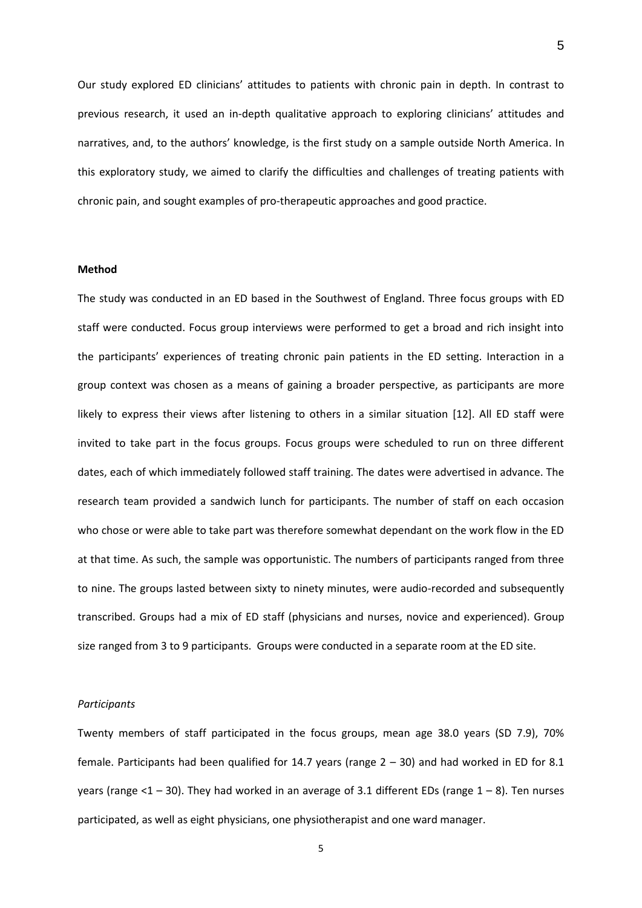Our study explored ED clinicians' attitudes to patients with chronic pain in depth. In contrast to previous research, it used an in-depth qualitative approach to exploring clinicians' attitudes and narratives, and, to the authors' knowledge, is the first study on a sample outside North America. In this exploratory study, we aimed to clarify the difficulties and challenges of treating patients with chronic pain, and sought examples of pro-therapeutic approaches and good practice.

**Method**

The study was conducted in an ED based in the Southwest of England. Three focus groups with ED staff were conducted. Focus group interviews were performed to get a broad and rich insight into the participants' experiences of treating chronic pain patients in the ED setting. Interaction in a group context was chosen as a means of gaining a broader perspective, as participants are more likely to express their views after listening to others in a similar situation [12]. All ED staff were invited to take part in the focus groups. Focus groups were scheduled to run on three different dates, each of which immediately followed staff training. The dates were advertised in advance. The research team provided a sandwich lunch for participants. The number of staff on each occasion who chose or were able to take part was therefore somewhat dependant on the work flow in the ED at that time. As such, the sample was opportunistic. The numbers of participants ranged from three to nine. The groups lasted between sixty to ninety minutes, were audio-recorded and subsequently transcribed. Groups had a mix of ED staff (physicians and nurses, novice and experienced). Group size ranged from 3 to 9 participants. Groups were conducted in a separate room at the ED site.

*Participants*

Twenty members of staff participated in the focus groups, mean age 38.0 years (SD 7.9), 70% female. Participants had been qualified for 14.7 years (range 2 – 30) and had worked in ED for 8.1 years (range <1 – 30). They had worked in an average of 3.1 different EDs (range 1 – 8). Ten nurses participated, as well as eight physicians, one physiotherapist and one ward manager.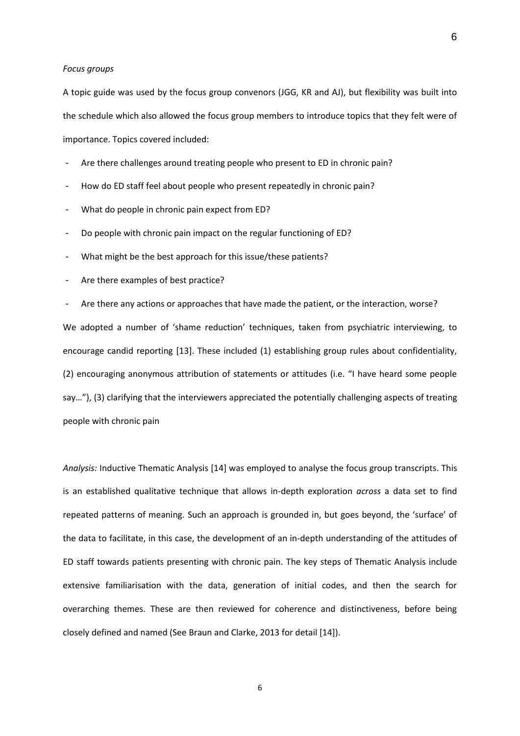*Focus groups*

A topic guide was used by the focus group convenors (JGG, KR and AJ), but flexibility was built into the schedule which also allowed the focus group members to introduce topics that they felt were of importance. Topics covered included:

- Are there challenges around treating people who present to ED in chronic pain?
- How do ED staff feel about people who present repeatedly in chronic pain?
- What do people in chronic pain expect from ED?
- Do people with chronic pain impact on the regular functioning of ED?
- What might be the best approach for this issue/these patients?
- Are there examples of best practice?
- Are there any actions or approaches that have made the patient, or the interaction, worse?

We adopted a number of 'shame reduction' techniques, taken from psychiatric interviewing, to encourage candid reporting [13]. These included (1) establishing group rules about confidentiality, (2) encouraging anonymous attribution of statements or attitudes (i.e. "I have heard some people say…"), (3) clarifying that the interviewers appreciated the potentially challenging aspects of treating people with chronic pain

*Analysis:* Inductive Thematic Analysis [14] was employed to analyse the focus group transcripts. This is an established qualitative technique that allows in-depth exploration *across* a data set to find repeated patterns of meaning. Such an approach is grounded in, but goes beyond, the 'surface' of the data to facilitate, in this case, the development of an in-depth understanding of the attitudes of ED staff towards patients presenting with chronic pain. The key steps of Thematic Analysis include extensive familiarisation with the data, generation of initial codes, and then the search for overarching themes. These are then reviewed for coherence and distinctiveness, before being closely defined and named (See Braun and Clarke, 2013 for detail [14]).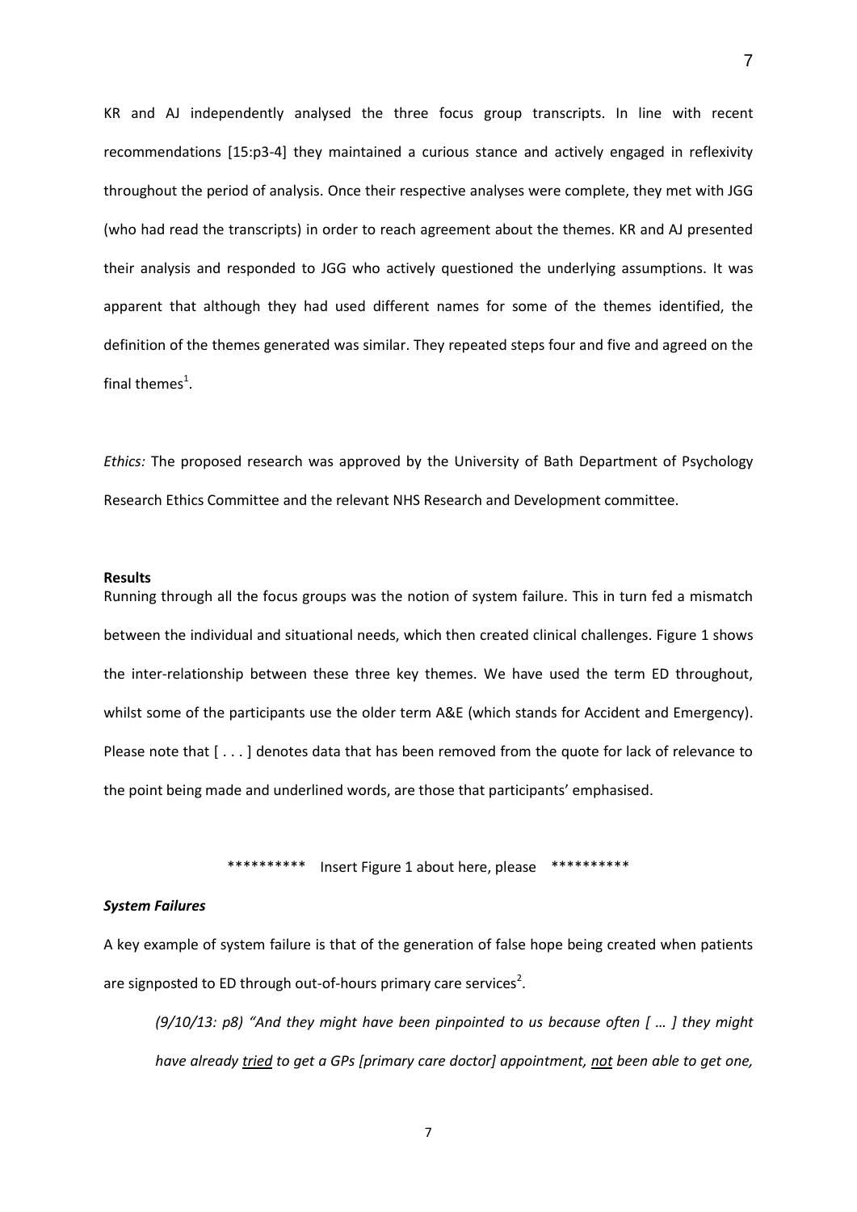KR and AJ independently analysed the three focus group transcripts. In line with recent recommendations [15:p3-4] they maintained a curious stance and actively engaged in reflexivity throughout the period of analysis. Once their respective analyses were complete, they met with JGG (who had read the transcripts) in order to reach agreement about the themes. KR and AJ presented their analysis and responded to JGG who actively questioned the underlying assumptions. It was apparent that although they had used different names for some of the themes identified, the definition of the themes generated was similar. They repeated steps four and five and agreed on the final themes[1].

*Ethics:* The proposed research was approved by the University of Bath Department of Psychology Research Ethics Committee and the relevant NHS Research and Development committee.

**Results**

Running through all the focus groups was the notion of system failure. This in turn fed a mismatch between the individual and situational needs, which then created clinical challenges. Figure 1 shows the inter-relationship between these three key themes. We have used the term ED throughout, whilst some of the participants use the older term A&E (which stands for Accident and Emergency). Please note that [ . . . ] denotes data that has been removed from the quote for lack of relevance to the point being made and underlined words, are those that participants' emphasised.

********** Insert Figure 1 about here, please **********

***System Failures***

A key example of system failure is that of the generation of false hope being created when patients are signposted to ED through out-of-hours primary care services[2].

> *(9/10/13: p8) "And they might have been pinpointed to us because often [ … ] they might have already tried to get a GPs [primary care doctor] appointment, not been able to get one,*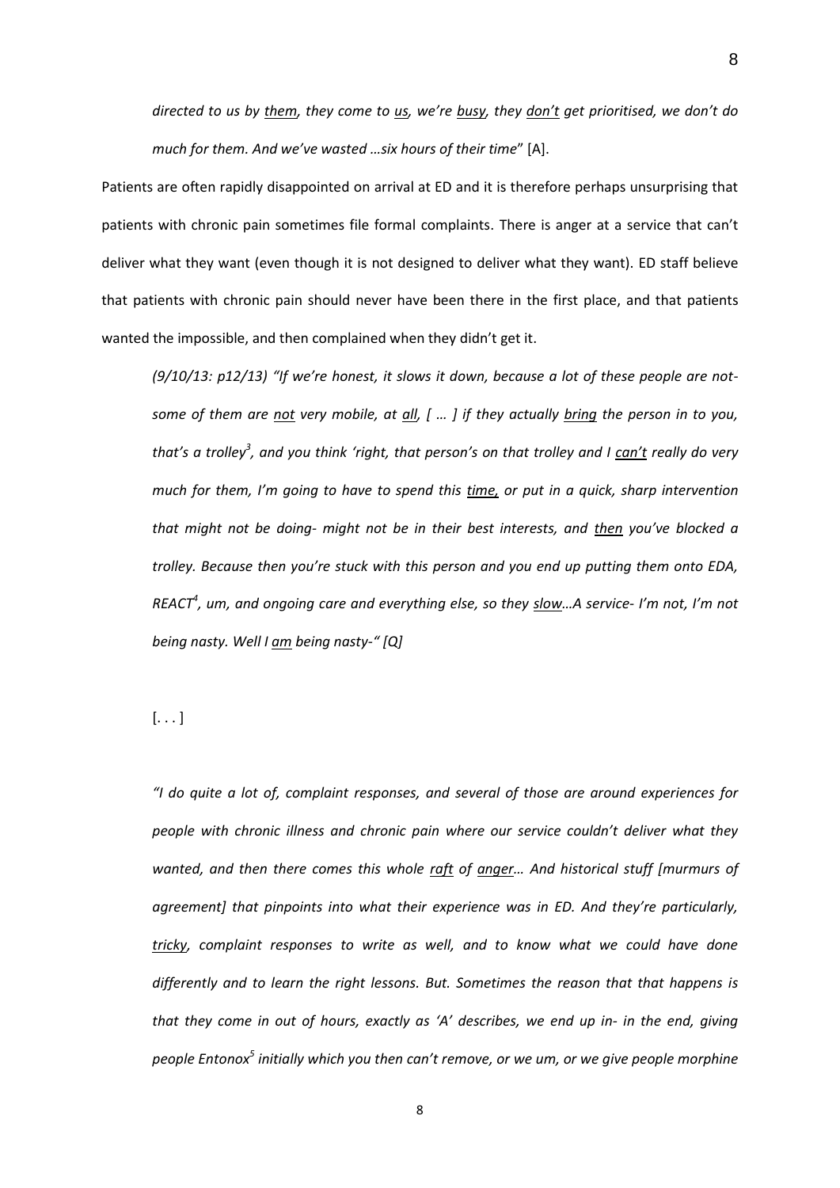*directed to us by <u>them</u>, they come to <u>us</u>, we're <u>busy</u>, they <u>don't</u> get prioritised, we don't do much for them. And we've wasted …six hours of their time*" [A].

Patients are often rapidly disappointed on arrival at ED and it is therefore perhaps unsurprising that patients with chronic pain sometimes file formal complaints. There is anger at a service that can't deliver what they want (even though it is not designed to deliver what they want). ED staff believe that patients with chronic pain should never have been there in the first place, and that patients wanted the impossible, and then complained when they didn't get it.

> *(9/10/13: p12/13) "If we're honest, it slows it down, because a lot of these people are not- some of them are <u>not</u> very mobile, at <u>all</u>, [ … ] if they actually <u>bring</u> the person in to you, that's a trolley[3], and you think 'right, that person's on that trolley and I <u>can't</u> really do very much for them, I'm going to have to spend this <u>time</u>, or put in a quick, sharp intervention that might not be doing- might not be in their best interests, and <u>then</u> you've blocked a trolley. Because then you're stuck with this person and you end up putting them onto EDA, REACT[4], um, and ongoing care and everything else, so they <u>slow</u>…A service- I'm not, I'm not being nasty. Well I <u>am</u> being nasty-" [Q]*

> [. . . ]

> *"I do quite a lot of, complaint responses, and several of those are around experiences for people with chronic illness and chronic pain where our service couldn't deliver what they wanted, and then there comes this whole <u>raft</u> of <u>anger</u>… And historical stuff [murmurs of agreement] that pinpoints into what their experience was in ED. And they're particularly, <u>tricky</u>, complaint responses to write as well, and to know what we could have done differently and to learn the right lessons. But. Sometimes the reason that that happens is that they come in out of hours, exactly as 'A' describes, we end up in- in the end, giving people Entonox[5] initially which you then can't remove, or we um, or we give people morphine*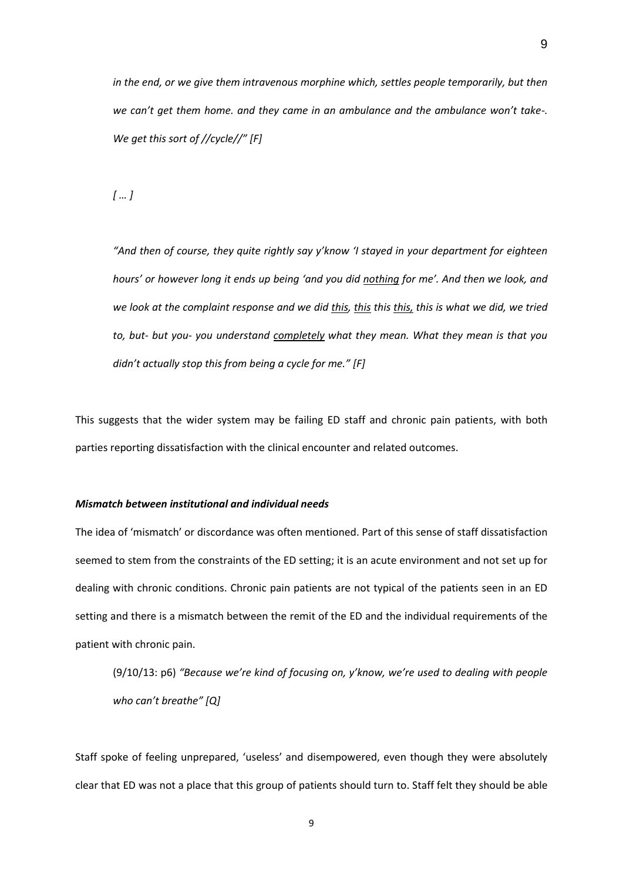*in the end, or we give them intravenous morphine which, settles people temporarily, but then we can't get them home. and they came in an ambulance and the ambulance won't take-. We get this sort of //cycle//" [F]*

*[ … ]*

*"And then of course, they quite rightly say y'know 'I stayed in your department for eighteen hours' or however long it ends up being 'and you did <u>nothing</u> for me'. And then we look, and we look at the complaint response and we did <u>this</u>, <u>this</u> this <u>this,</u> this is what we did, we tried to, but- but you- you understand <u>completely</u> what they mean. What they mean is that you didn't actually stop this from being a cycle for me." [F]*

This suggests that the wider system may be failing ED staff and chronic pain patients, with both parties reporting dissatisfaction with the clinical encounter and related outcomes.

### *Mismatch between institutional and individual needs*

The idea of 'mismatch' or discordance was often mentioned. Part of this sense of staff dissatisfaction seemed to stem from the constraints of the ED setting; it is an acute environment and not set up for dealing with chronic conditions. Chronic pain patients are not typical of the patients seen in an ED setting and there is a mismatch between the remit of the ED and the individual requirements of the patient with chronic pain.

(9/10/13: p6) *"Because we're kind of focusing on, y'know, we're used to dealing with people who can't breathe" [Q]*

Staff spoke of feeling unprepared, 'useless' and disempowered, even though they were absolutely clear that ED was not a place that this group of patients should turn to. Staff felt they should be able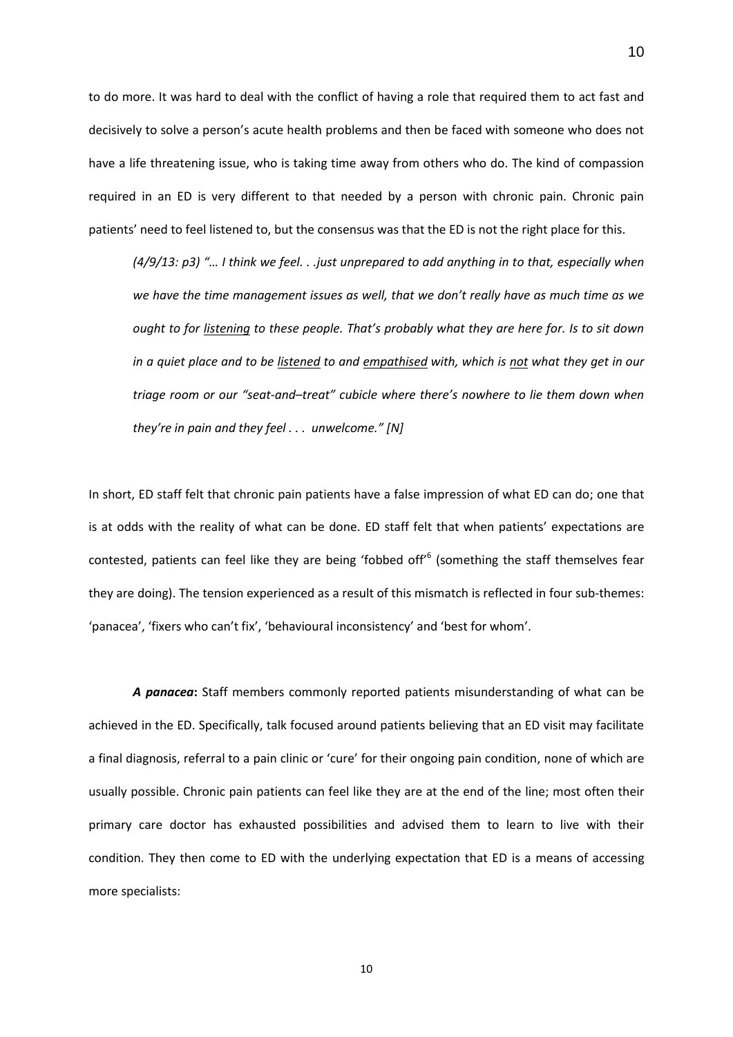to do more. It was hard to deal with the conflict of having a role that required them to act fast and decisively to solve a person's acute health problems and then be faced with someone who does not have a life threatening issue, who is taking time away from others who do. The kind of compassion required in an ED is very different to that needed by a person with chronic pain. Chronic pain patients' need to feel listened to, but the consensus was that the ED is not the right place for this.

> *(4/9/13: p3) "… I think we feel. . .just unprepared to add anything in to that, especially when we have the time management issues as well, that we don't really have as much time as we ought to for <u>listening</u> to these people. That's probably what they are here for. Is to sit down in a quiet place and to be <u>listened</u> to and <u>empathised</u> with, which is <u>not</u> what they get in our triage room or our "seat-and–treat" cubicle where there's nowhere to lie them down when they're in pain and they feel . . . unwelcome." [N]*

In short, ED staff felt that chronic pain patients have a false impression of what ED can do; one that is at odds with the reality of what can be done. ED staff felt that when patients' expectations are contested, patients can feel like they are being 'fobbed off'[6] (something the staff themselves fear they are doing). The tension experienced as a result of this mismatch is reflected in four sub-themes: 'panacea', 'fixers who can't fix', 'behavioural inconsistency' and 'best for whom'.

***A panacea*:** Staff members commonly reported patients misunderstanding of what can be achieved in the ED. Specifically, talk focused around patients believing that an ED visit may facilitate a final diagnosis, referral to a pain clinic or 'cure' for their ongoing pain condition, none of which are usually possible. Chronic pain patients can feel like they are at the end of the line; most often their primary care doctor has exhausted possibilities and advised them to learn to live with their condition. They then come to ED with the underlying expectation that ED is a means of accessing more specialists: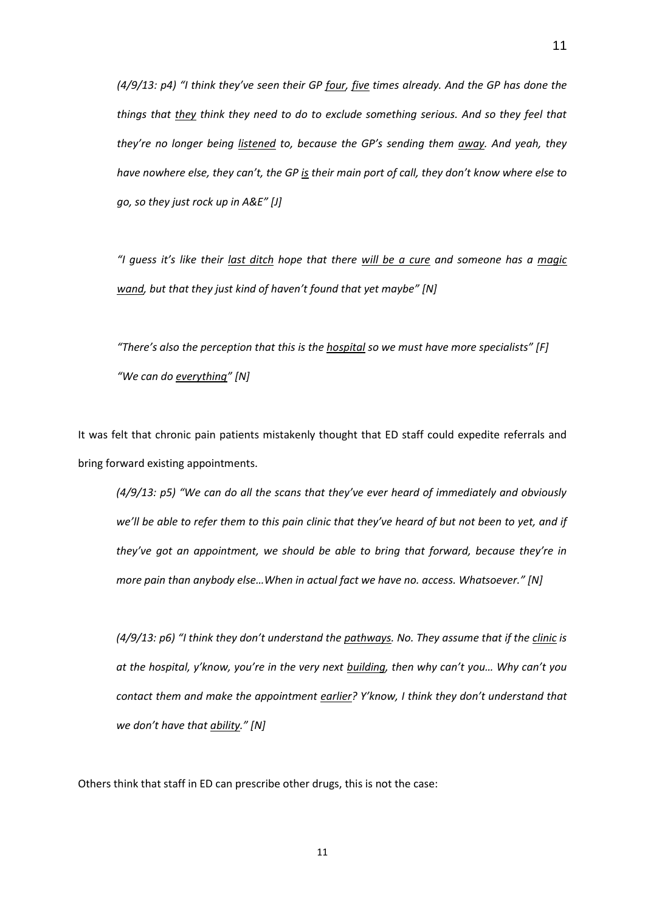*(4/9/13: p4) "I think they've seen their GP <u>four</u>, <u>five</u> times already. And the GP has done the things that <u>they</u> think they need to do to exclude something serious. And so they feel that they're no longer being <u>listened</u> to, because the GP's sending them <u>away</u>. And yeah, they have nowhere else, they can't, the GP <u>is</u> their main port of call, they don't know where else to go, so they just rock up in A&E" [J]*

*"I guess it's like their <u>last ditch</u> hope that there <u>will be a cure</u> and someone has a <u>magic wand</u>, but that they just kind of haven't found that yet maybe" [N]*

*"There's also the perception that this is the <u>hospital</u> so we must have more specialists" [F]*
*"We can do <u>everything</u>" [N]*

It was felt that chronic pain patients mistakenly thought that ED staff could expedite referrals and bring forward existing appointments.

*(4/9/13: p5) "We can do all the scans that they've ever heard of immediately and obviously we'll be able to refer them to this pain clinic that they've heard of but not been to yet, and if they've got an appointment, we should be able to bring that forward, because they're in more pain than anybody else…When in actual fact we have no. access. Whatsoever." [N]*

*(4/9/13: p6) "I think they don't understand the <u>pathways</u>. No. They assume that if the <u>clinic</u> is at the hospital, y'know, you're in the very next <u>building</u>, then why can't you… Why can't you contact them and make the appointment <u>earlier</u>? Y'know, I think they don't understand that we don't have that <u>ability</u>." [N]*

Others think that staff in ED can prescribe other drugs, this is not the case: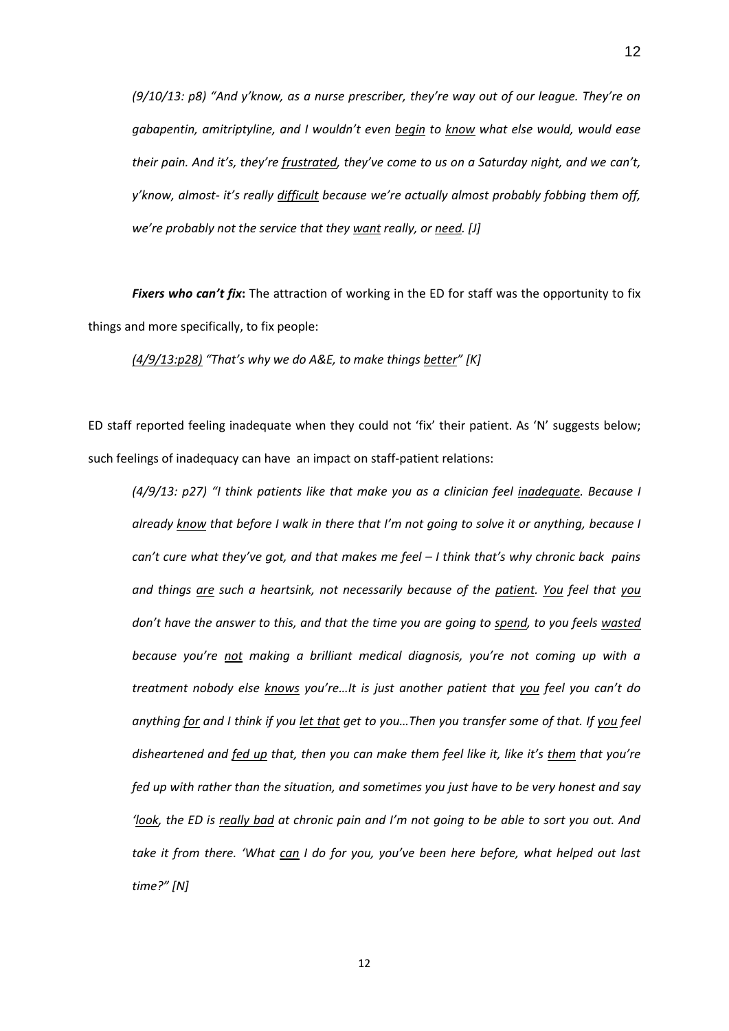*(9/10/13: p8) "And y'know, as a nurse prescriber, they're way out of our league. They're on gabapentin, amitriptyline, and I wouldn't even <u>begin</u> to <u>know</u> what else would, would ease their pain. And it's, they're <u>frustrated</u>, they've come to us on a Saturday night, and we can't, y'know, almost- it's really <u>difficult</u> because we're actually almost probably fobbing them off, we're probably not the service that they <u>want</u> really, or <u>need</u>. [J]*

***Fixers who can't fix*:** The attraction of working in the ED for staff was the opportunity to fix things and more specifically, to fix people:

*<u>(4/9/13:p28)</u> "That's why we do A&E, to make things <u>better</u>" [K]*

ED staff reported feeling inadequate when they could not 'fix' their patient. As 'N' suggests below; such feelings of inadequacy can have an impact on staff-patient relations:

*(4/9/13: p27) "I think patients like that make you as a clinician feel <u>inadequate</u>. Because I already <u>know</u> that before I walk in there that I'm not going to solve it or anything, because I can't cure what they've got, and that makes me feel – I think that's why chronic back pains and things <u>are</u> such a heartsink, not necessarily because of the <u>patient</u>. <u>You</u> feel that <u>you</u> don't have the answer to this, and that the time you are going to <u>spend</u>, to you feels <u>wasted</u> because you're <u>not</u> making a brilliant medical diagnosis, you're not coming up with a treatment nobody else <u>knows</u> you're…It is just another patient that <u>you</u> feel you can't do anything <u>for</u> and I think if you <u>let that</u> get to you…Then you transfer some of that. If <u>you</u> feel disheartened and <u>fed up</u> that, then you can make them feel like it, like it's <u>them</u> that you're fed up with rather than the situation, and sometimes you just have to be very honest and say '<u>look</u>, the ED is <u>really bad</u> at chronic pain and I'm not going to be able to sort you out. And take it from there. 'What <u>can</u> I do for you, you've been here before, what helped out last time?" [N]*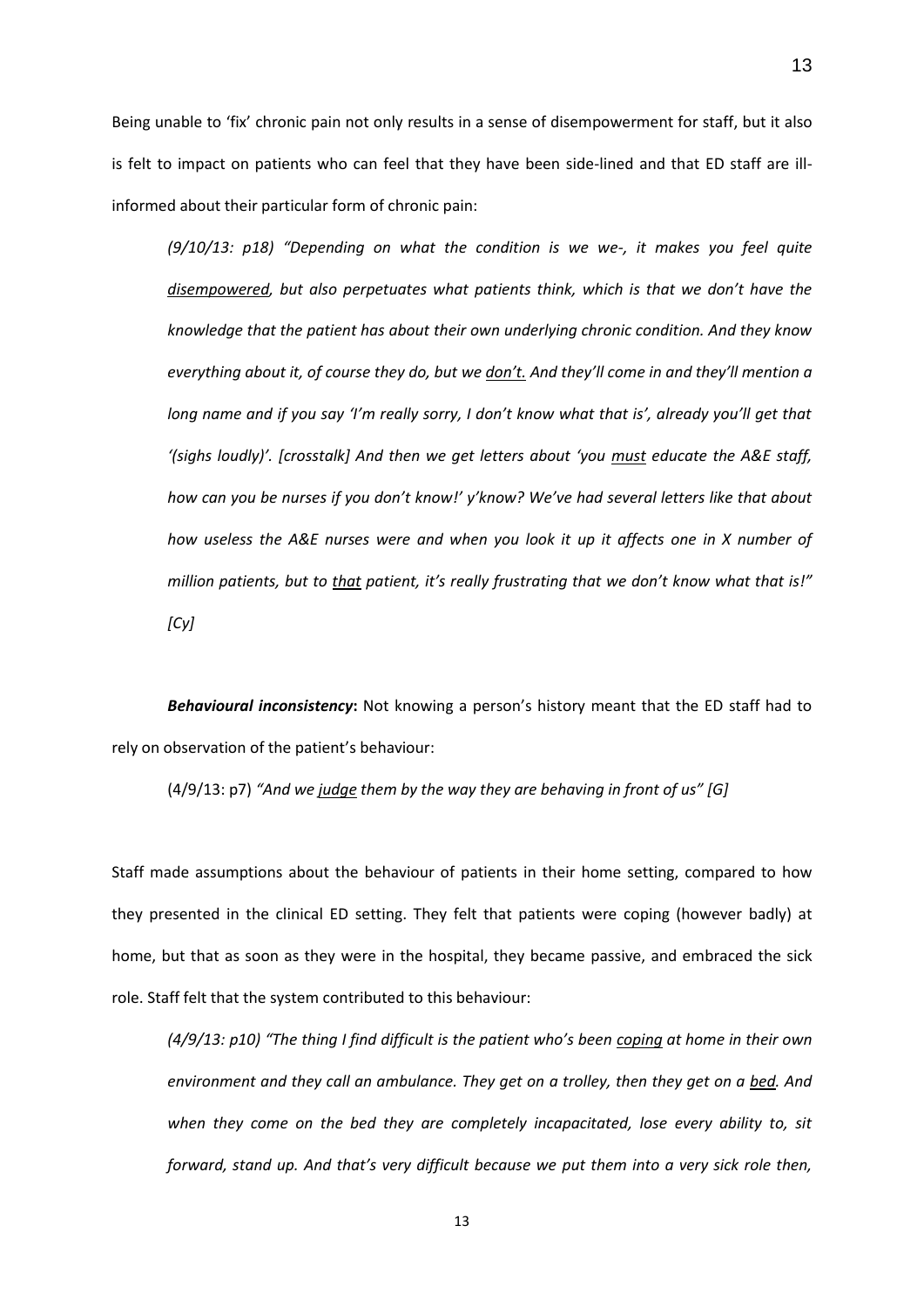Being unable to 'fix' chronic pain not only results in a sense of disempowerment for staff, but it also is felt to impact on patients who can feel that they have been side-lined and that ED staff are ill-informed about their particular form of chronic pain:

> *(9/10/13: p18) "Depending on what the condition is we we-, it makes you feel quite <u>disempowered</u>, but also perpetuates what patients think, which is that we don't have the knowledge that the patient has about their own underlying chronic condition. And they know everything about it, of course they do, but we <u>don't.</u> And they'll come in and they'll mention a long name and if you say 'I'm really sorry, I don't know what that is', already you'll get that '(sighs loudly)'. [crosstalk] And then we get letters about 'you <u>must</u> educate the A&E staff, how can you be nurses if you don't know!' y'know? We've had several letters like that about how useless the A&E nurses were and when you look it up it affects one in X number of million patients, but to <u>that</u> patient, it's really frustrating that we don't know what that is!" [Cy]*

***Behavioural inconsistency*:** Not knowing a person's history meant that the ED staff had to rely on observation of the patient's behaviour:

> (4/9/13: p7) *"And we <u>judge</u> them by the way they are behaving in front of us" [G]*

Staff made assumptions about the behaviour of patients in their home setting, compared to how they presented in the clinical ED setting. They felt that patients were coping (however badly) at home, but that as soon as they were in the hospital, they became passive, and embraced the sick role. Staff felt that the system contributed to this behaviour:

> *(4/9/13: p10) "The thing I find difficult is the patient who's been <u>coping</u> at home in their own environment and they call an ambulance. They get on a trolley, then they get on a <u>bed</u>. And when they come on the bed they are completely incapacitated, lose every ability to, sit forward, stand up. And that's very difficult because we put them into a very sick role then,*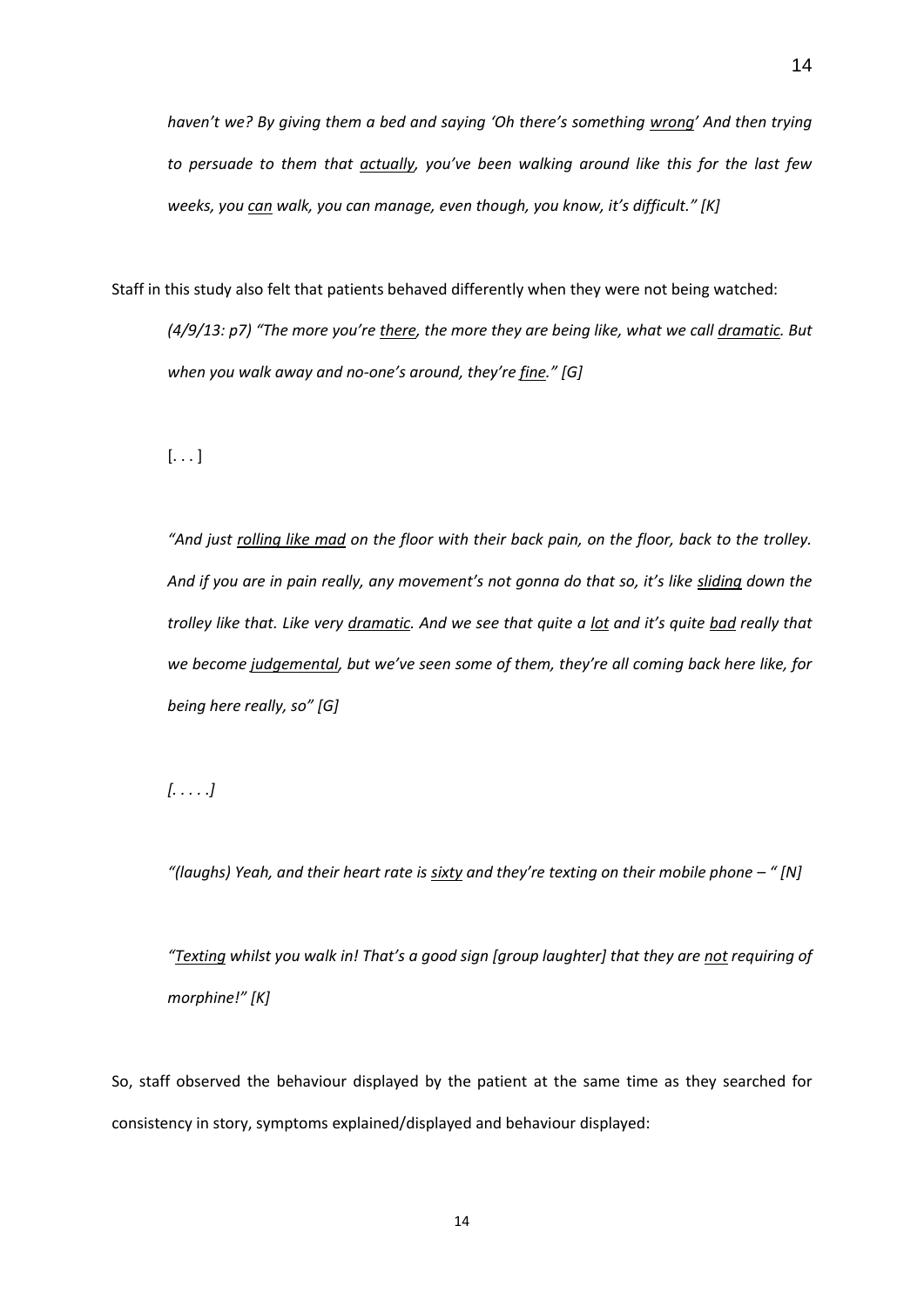*haven't we? By giving them a bed and saying 'Oh there's something <u>wrong</u>' And then trying to persuade to them that <u>actually</u>, you've been walking around like this for the last few weeks, you <u>can</u> walk, you can manage, even though, you know, it's difficult." [K]*

Staff in this study also felt that patients behaved differently when they were not being watched:

> *(4/9/13: p7) "The more you're <u>there</u>, the more they are being like, what we call <u>dramatic</u>. But when you walk away and no-one's around, they're <u>fine</u>." [G]*
>
> [. . . ]
>
> *"And just <u>rolling like mad</u> on the floor with their back pain, on the floor, back to the trolley. And if you are in pain really, any movement's not gonna do that so, it's like <u>sliding</u> down the trolley like that. Like very <u>dramatic</u>. And we see that quite a <u>lot</u> and it's quite <u>bad</u> really that we become <u>judgemental</u>, but we've seen some of them, they're all coming back here like, for being here really, so" [G]*
>
> *[. . . . .]*
>
> *"(laughs) Yeah, and their heart rate is <u>sixty</u> and they're texting on their mobile phone – " [N]*
>
> *"<u>Texting</u> whilst you walk in! That's a good sign [group laughter] that they are <u>not</u> requiring of morphine!" [K]*

So, staff observed the behaviour displayed by the patient at the same time as they searched for consistency in story, symptoms explained/displayed and behaviour displayed: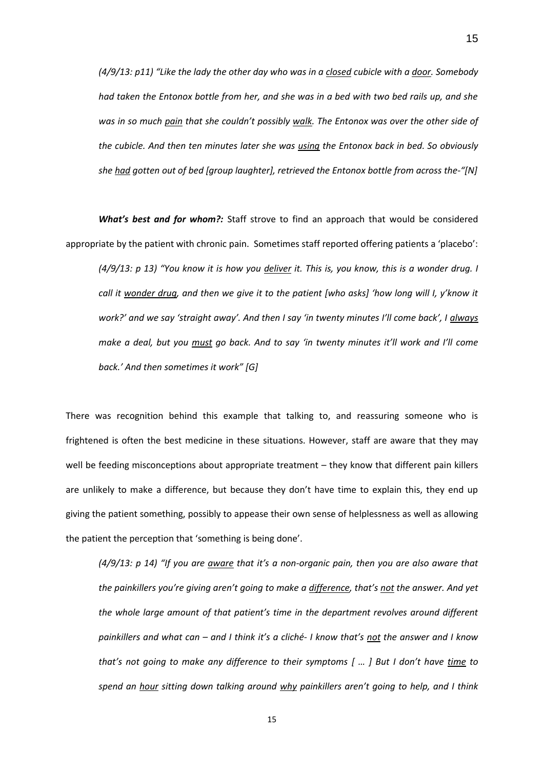*(4/9/13: p11) "Like the lady the other day who was in a <u>closed</u> cubicle with a <u>door</u>. Somebody had taken the Entonox bottle from her, and she was in a bed with two bed rails up, and she was in so much <u>pain</u> that she couldn't possibly <u>walk</u>. The Entonox was over the other side of the cubicle. And then ten minutes later she was <u>using</u> the Entonox back in bed. So obviously she <u>had</u> gotten out of bed [group laughter], retrieved the Entonox bottle from across the-"[N]*

***What's best and for whom?:*** Staff strove to find an approach that would be considered appropriate by the patient with chronic pain. Sometimes staff reported offering patients a 'placebo':

*(4/9/13: p 13) "You know it is how you <u>deliver</u> it. This is, you know, this is a wonder drug. I call it <u>wonder drug</u>, and then we give it to the patient [who asks] 'how long will I, y'know it work?' and we say 'straight away'. And then I say 'in twenty minutes I'll come back', I <u>always</u> make a deal, but you <u>must</u> go back. And to say 'in twenty minutes it'll work and I'll come back.' And then sometimes it work" [G]*

There was recognition behind this example that talking to, and reassuring someone who is frightened is often the best medicine in these situations. However, staff are aware that they may well be feeding misconceptions about appropriate treatment – they know that different pain killers are unlikely to make a difference, but because they don't have time to explain this, they end up giving the patient something, possibly to appease their own sense of helplessness as well as allowing the patient the perception that 'something is being done'.

*(4/9/13: p 14) "If you are <u>aware</u> that it's a non-organic pain, then you are also aware that the painkillers you're giving aren't going to make a <u>difference</u>, that's <u>not</u> the answer. And yet the whole large amount of that patient's time in the department revolves around different painkillers and what can – and I think it's a cliché- I know that's <u>not</u> the answer and I know that's not going to make any difference to their symptoms [ … ] But I don't have <u>time</u> to spend an <u>hour</u> sitting down talking around <u>why</u> painkillers aren't going to help, and I think*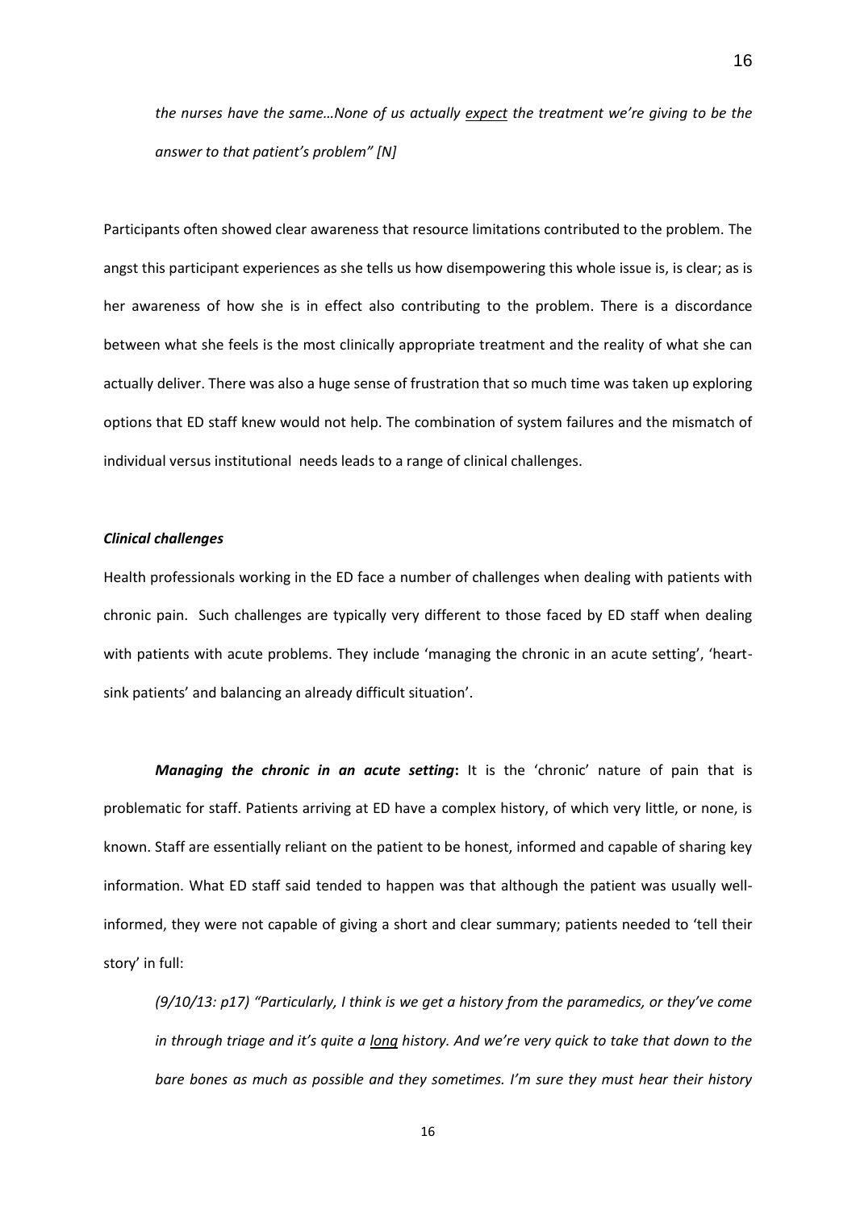*the nurses have the same…None of us actually <u>expect</u> the treatment we're giving to be the answer to that patient's problem" [N]*

Participants often showed clear awareness that resource limitations contributed to the problem. The angst this participant experiences as she tells us how disempowering this whole issue is, is clear; as is her awareness of how she is in effect also contributing to the problem. There is a discordance between what she feels is the most clinically appropriate treatment and the reality of what she can actually deliver. There was also a huge sense of frustration that so much time was taken up exploring options that ED staff knew would not help. The combination of system failures and the mismatch of individual versus institutional needs leads to a range of clinical challenges.

***Clinical challenges***

Health professionals working in the ED face a number of challenges when dealing with patients with chronic pain. Such challenges are typically very different to those faced by ED staff when dealing with patients with acute problems. They include 'managing the chronic in an acute setting', 'heart-sink patients' and balancing an already difficult situation'.

***Managing the chronic in an acute setting*:** It is the 'chronic' nature of pain that is problematic for staff. Patients arriving at ED have a complex history, of which very little, or none, is known. Staff are essentially reliant on the patient to be honest, informed and capable of sharing key information. What ED staff said tended to happen was that although the patient was usually well-informed, they were not capable of giving a short and clear summary; patients needed to 'tell their story' in full:

*(9/10/13: p17) "Particularly, I think is we get a history from the paramedics, or they've come in through triage and it's quite a <u>long</u> history. And we're very quick to take that down to the bare bones as much as possible and they sometimes. I'm sure they must hear their history*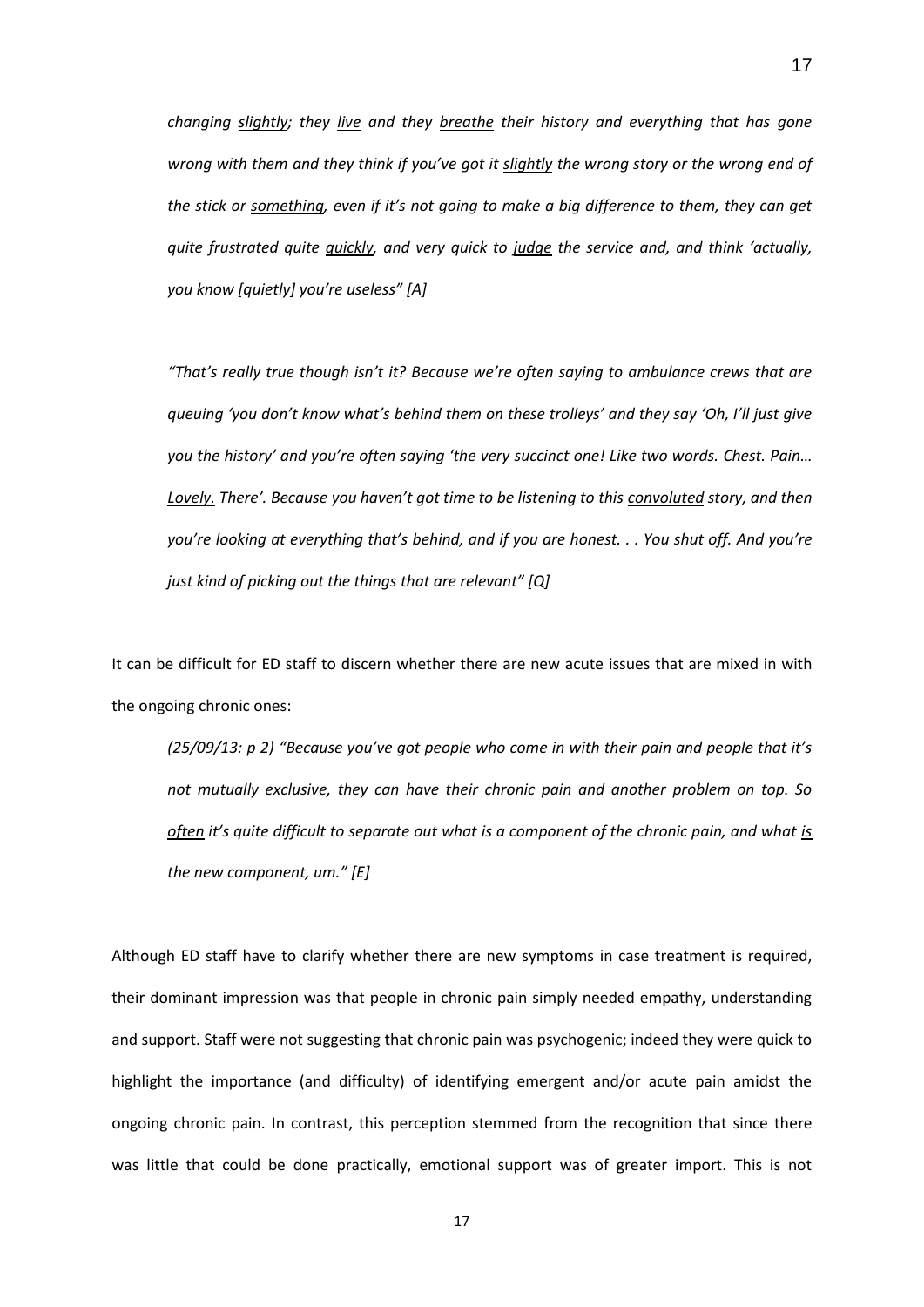> *changing slightly; they live and they breathe their history and everything that has gone wrong with them and they think if you've got it slightly the wrong story or the wrong end of the stick or something, even if it's not going to make a big difference to them, they can get quite frustrated quite quickly, and very quick to judge the service and, and think 'actually, you know [quietly] you're useless" [A]*

> *"That's really true though isn't it? Because we're often saying to ambulance crews that are queuing 'you don't know what's behind them on these trolleys' and they say 'Oh, I'll just give you the history' and you're often saying 'the very succinct one! Like two words. Chest. Pain… Lovely. There'. Because you haven't got time to be listening to this convoluted story, and then you're looking at everything that's behind, and if you are honest. . . You shut off. And you're just kind of picking out the things that are relevant" [Q]*

It can be difficult for ED staff to discern whether there are new acute issues that are mixed in with the ongoing chronic ones:

> *(25/09/13: p 2) "Because you've got people who come in with their pain and people that it's not mutually exclusive, they can have their chronic pain and another problem on top. So often it's quite difficult to separate out what is a component of the chronic pain, and what is the new component, um." [E]*

Although ED staff have to clarify whether there are new symptoms in case treatment is required, their dominant impression was that people in chronic pain simply needed empathy, understanding and support. Staff were not suggesting that chronic pain was psychogenic; indeed they were quick to highlight the importance (and difficulty) of identifying emergent and/or acute pain amidst the ongoing chronic pain. In contrast, this perception stemmed from the recognition that since there was little that could be done practically, emotional support was of greater import. This is not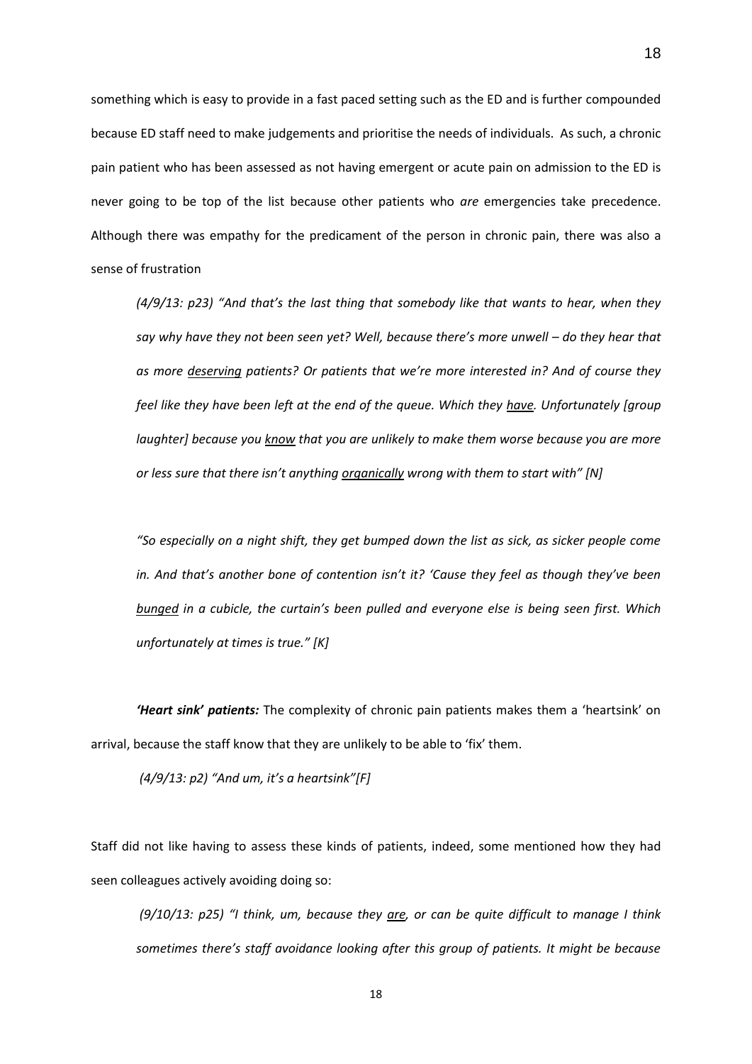something which is easy to provide in a fast paced setting such as the ED and is further compounded because ED staff need to make judgements and prioritise the needs of individuals. As such, a chronic pain patient who has been assessed as not having emergent or acute pain on admission to the ED is never going to be top of the list because other patients who *are* emergencies take precedence. Although there was empathy for the predicament of the person in chronic pain, there was also a sense of frustration

> *(4/9/13: p23) "And that's the last thing that somebody like that wants to hear, when they say why have they not been seen yet? Well, because there's more unwell – do they hear that as more <u>deserving</u> patients? Or patients that we're more interested in? And of course they feel like they have been left at the end of the queue. Which they <u>have</u>. Unfortunately [group laughter] because you <u>know</u> that you are unlikely to make them worse because you are more or less sure that there isn't anything <u>organically</u> wrong with them to start with" [N]*

> *"So especially on a night shift, they get bumped down the list as sick, as sicker people come in. And that's another bone of contention isn't it? 'Cause they feel as though they've been <u>bunged</u> in a cubicle, the curtain's been pulled and everyone else is being seen first. Which unfortunately at times is true." [K]*

***'Heart sink' patients:*** The complexity of chronic pain patients makes them a 'heartsink' on arrival, because the staff know that they are unlikely to be able to 'fix' them.

> *(4/9/13: p2) "And um, it's a heartsink"[F]*

Staff did not like having to assess these kinds of patients, indeed, some mentioned how they had seen colleagues actively avoiding doing so:

> *(9/10/13: p25) "I think, um, because they <u>are</u>, or can be quite difficult to manage I think sometimes there's staff avoidance looking after this group of patients. It might be because*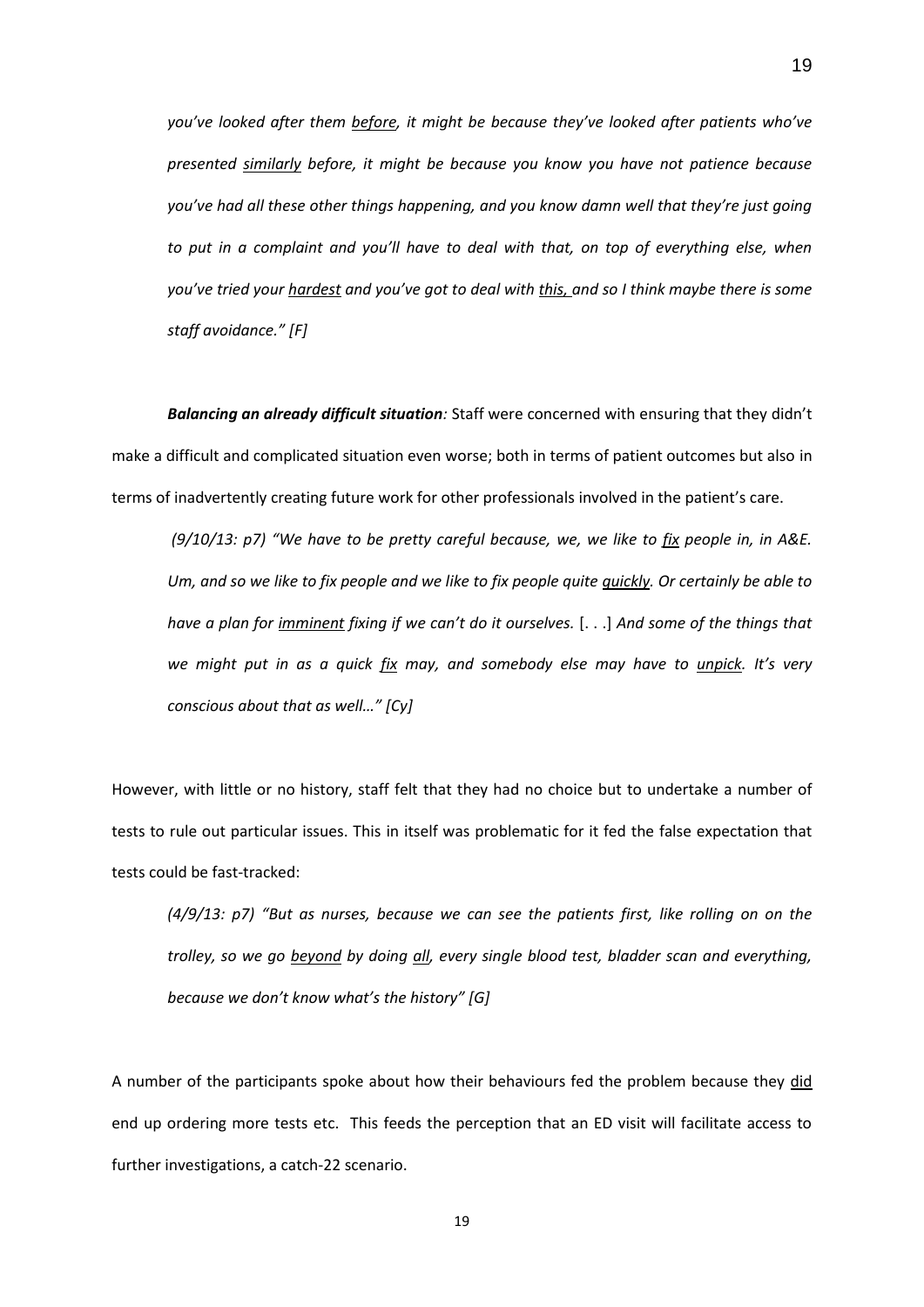*you've looked after them before, it might be because they've looked after patients who've presented similarly before, it might be because you know you have not patience because you've had all these other things happening, and you know damn well that they're just going to put in a complaint and you'll have to deal with that, on top of everything else, when you've tried your hardest and you've got to deal with this, and so I think maybe there is some staff avoidance." [F]*

***Balancing an already difficult situation**:* Staff were concerned with ensuring that they didn't make a difficult and complicated situation even worse; both in terms of patient outcomes but also in terms of inadvertently creating future work for other professionals involved in the patient's care.

> *(9/10/13: p7) "We have to be pretty careful because, we, we like to fix people in, in A&E. Um, and so we like to fix people and we like to fix people quite quickly. Or certainly be able to have a plan for imminent fixing if we can't do it ourselves.* [. . .] *And some of the things that we might put in as a quick fix may, and somebody else may have to unpick. It's very conscious about that as well…" [Cy]*

However, with little or no history, staff felt that they had no choice but to undertake a number of tests to rule out particular issues. This in itself was problematic for it fed the false expectation that tests could be fast-tracked:

> *(4/9/13: p7) "But as nurses, because we can see the patients first, like rolling on on the trolley, so we go beyond by doing all, every single blood test, bladder scan and everything, because we don't know what's the history" [G]*

A number of the participants spoke about how their behaviours fed the problem because they did end up ordering more tests etc. This feeds the perception that an ED visit will facilitate access to further investigations, a catch-22 scenario.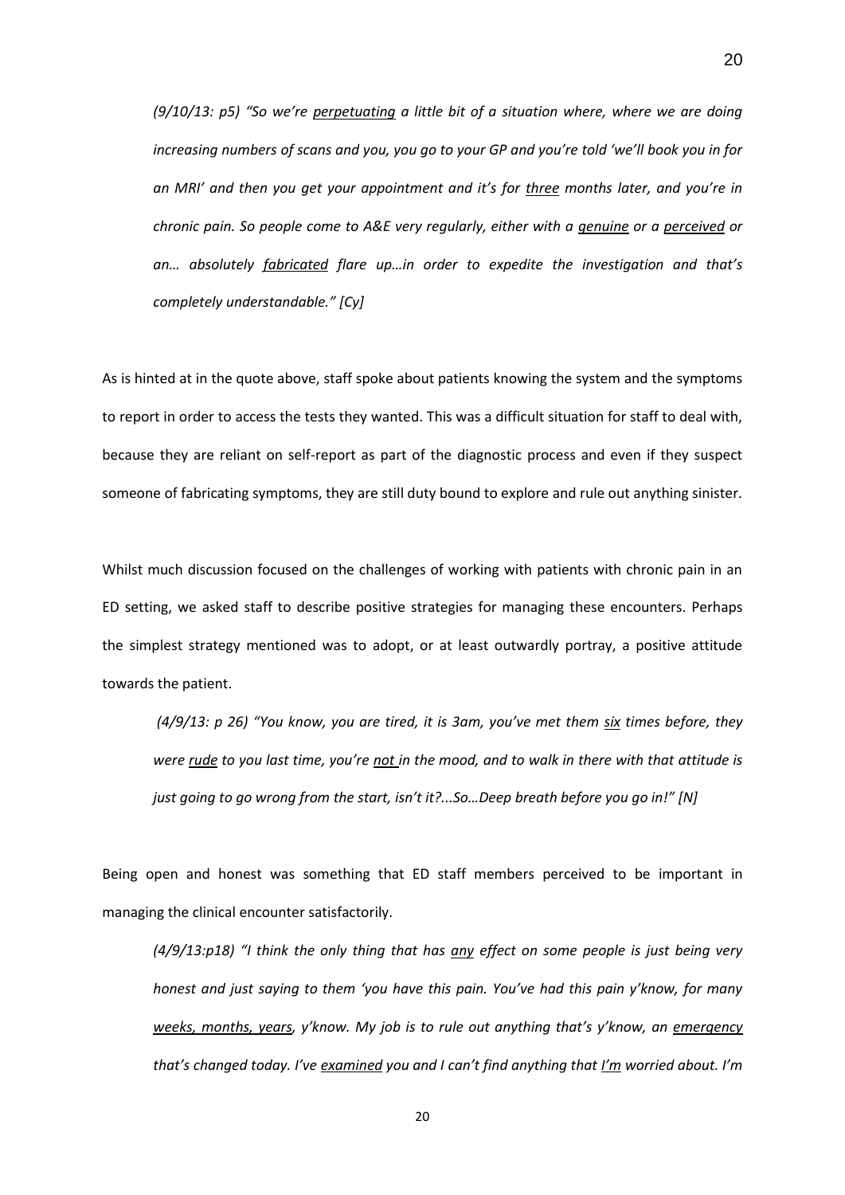*(9/10/13: p5) "So we're <u>perpetuating</u> a little bit of a situation where, where we are doing increasing numbers of scans and you, you go to your GP and you're told 'we'll book you in for an MRI' and then you get your appointment and it's for <u>three</u> months later, and you're in chronic pain. So people come to A&E very regularly, either with a <u>genuine</u> or a <u>perceived</u> or an… absolutely <u>fabricated</u> flare up…in order to expedite the investigation and that's completely understandable." [Cy]*

As is hinted at in the quote above, staff spoke about patients knowing the system and the symptoms to report in order to access the tests they wanted. This was a difficult situation for staff to deal with, because they are reliant on self-report as part of the diagnostic process and even if they suspect someone of fabricating symptoms, they are still duty bound to explore and rule out anything sinister.

Whilst much discussion focused on the challenges of working with patients with chronic pain in an ED setting, we asked staff to describe positive strategies for managing these encounters. Perhaps the simplest strategy mentioned was to adopt, or at least outwardly portray, a positive attitude towards the patient.

*(4/9/13: p 26) "You know, you are tired, it is 3am, you've met them <u>six</u> times before, they were <u>rude</u> to you last time, you're <u>not</u> in the mood, and to walk in there with that attitude is just going to go wrong from the start, isn't it?...So…Deep breath before you go in!" [N]*

Being open and honest was something that ED staff members perceived to be important in managing the clinical encounter satisfactorily.

*(4/9/13:p18) "I think the only thing that has <u>any</u> effect on some people is just being very honest and just saying to them 'you have this pain. You've had this pain y'know, for many <u>weeks, months, years</u>, y'know. My job is to rule out anything that's y'know, an <u>emergency</u> that's changed today. I've <u>examined</u> you and I can't find anything that <u>I'm</u> worried about. I'm*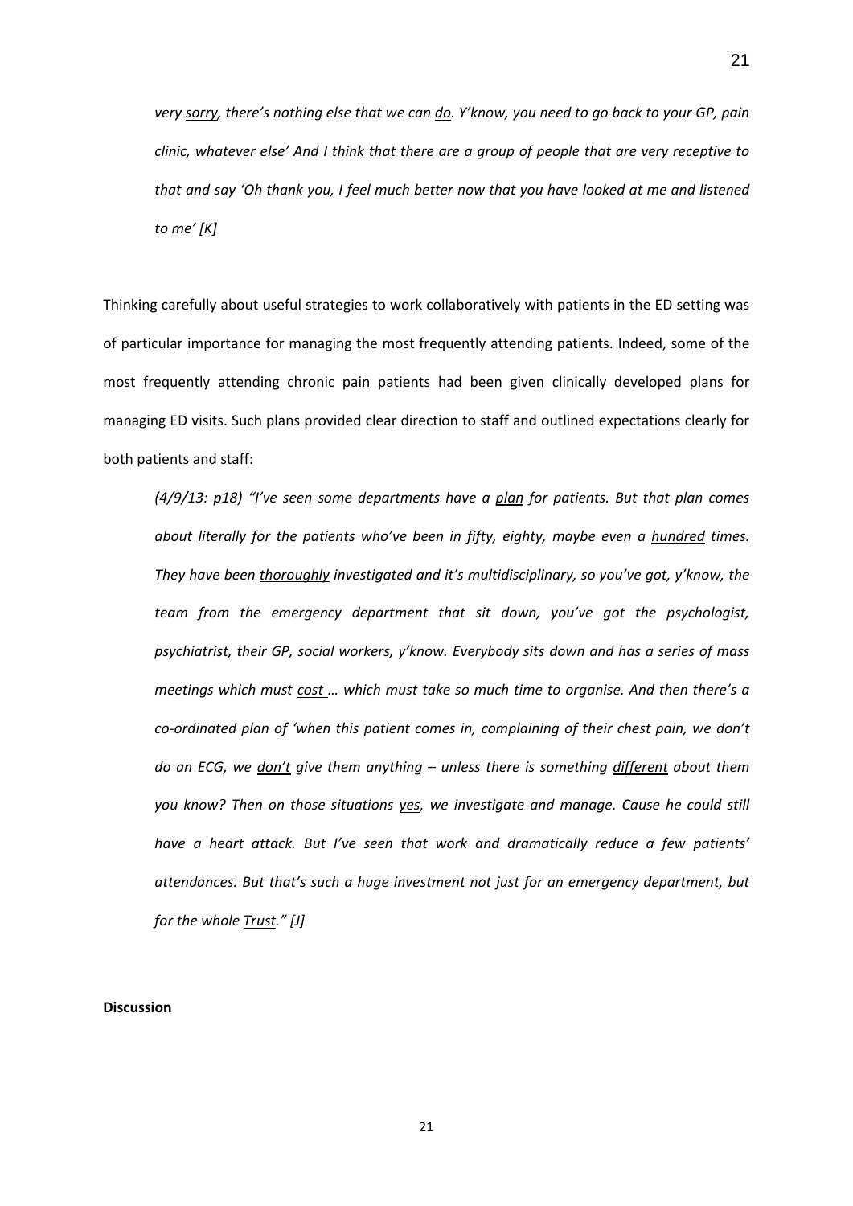*very sorry, there's nothing else that we can do. Y'know, you need to go back to your GP, pain clinic, whatever else' And I think that there are a group of people that are very receptive to that and say 'Oh thank you, I feel much better now that you have looked at me and listened to me' [K]*

Thinking carefully about useful strategies to work collaboratively with patients in the ED setting was of particular importance for managing the most frequently attending patients. Indeed, some of the most frequently attending chronic pain patients had been given clinically developed plans for managing ED visits. Such plans provided clear direction to staff and outlined expectations clearly for both patients and staff:

> *(4/9/13: p18) "I've seen some departments have a plan for patients. But that plan comes about literally for the patients who've been in fifty, eighty, maybe even a hundred times. They have been thoroughly investigated and it's multidisciplinary, so you've got, y'know, the team from the emergency department that sit down, you've got the psychologist, psychiatrist, their GP, social workers, y'know. Everybody sits down and has a series of mass meetings which must cost … which must take so much time to organise. And then there's a co-ordinated plan of 'when this patient comes in, complaining of their chest pain, we don't do an ECG, we don't give them anything – unless there is something different about them you know? Then on those situations yes, we investigate and manage. Cause he could still have a heart attack. But I've seen that work and dramatically reduce a few patients' attendances. But that's such a huge investment not just for an emergency department, but for the whole Trust." [J]*

**Discussion**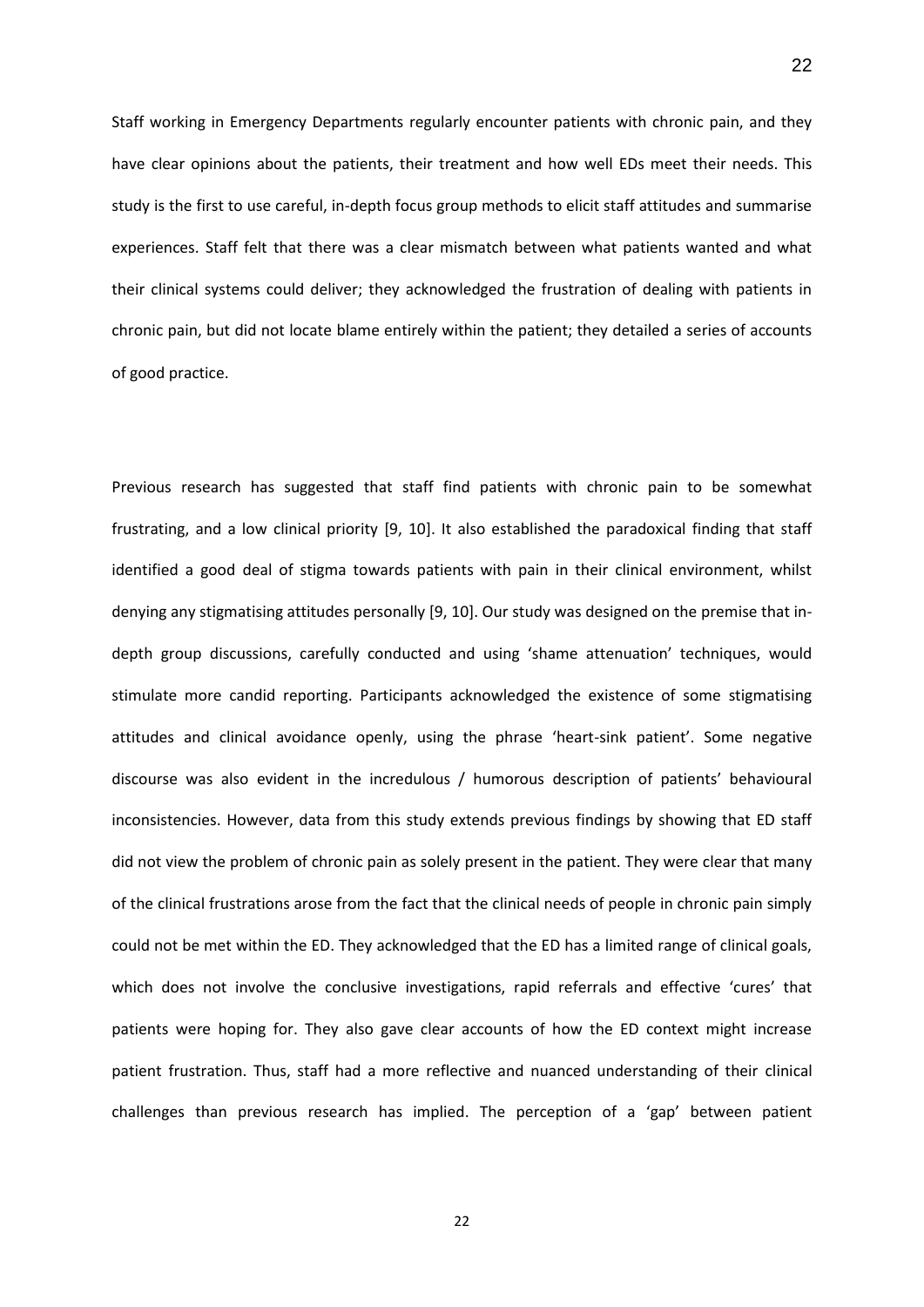Staff working in Emergency Departments regularly encounter patients with chronic pain, and they have clear opinions about the patients, their treatment and how well EDs meet their needs. This study is the first to use careful, in-depth focus group methods to elicit staff attitudes and summarise experiences. Staff felt that there was a clear mismatch between what patients wanted and what their clinical systems could deliver; they acknowledged the frustration of dealing with patients in chronic pain, but did not locate blame entirely within the patient; they detailed a series of accounts of good practice.

Previous research has suggested that staff find patients with chronic pain to be somewhat frustrating, and a low clinical priority [9, 10]. It also established the paradoxical finding that staff identified a good deal of stigma towards patients with pain in their clinical environment, whilst denying any stigmatising attitudes personally [9, 10]. Our study was designed on the premise that in-depth group discussions, carefully conducted and using 'shame attenuation' techniques, would stimulate more candid reporting. Participants acknowledged the existence of some stigmatising attitudes and clinical avoidance openly, using the phrase 'heart-sink patient'. Some negative discourse was also evident in the incredulous / humorous description of patients' behavioural inconsistencies. However, data from this study extends previous findings by showing that ED staff did not view the problem of chronic pain as solely present in the patient. They were clear that many of the clinical frustrations arose from the fact that the clinical needs of people in chronic pain simply could not be met within the ED. They acknowledged that the ED has a limited range of clinical goals, which does not involve the conclusive investigations, rapid referrals and effective 'cures' that patients were hoping for. They also gave clear accounts of how the ED context might increase patient frustration. Thus, staff had a more reflective and nuanced understanding of their clinical challenges than previous research has implied. The perception of a 'gap' between patient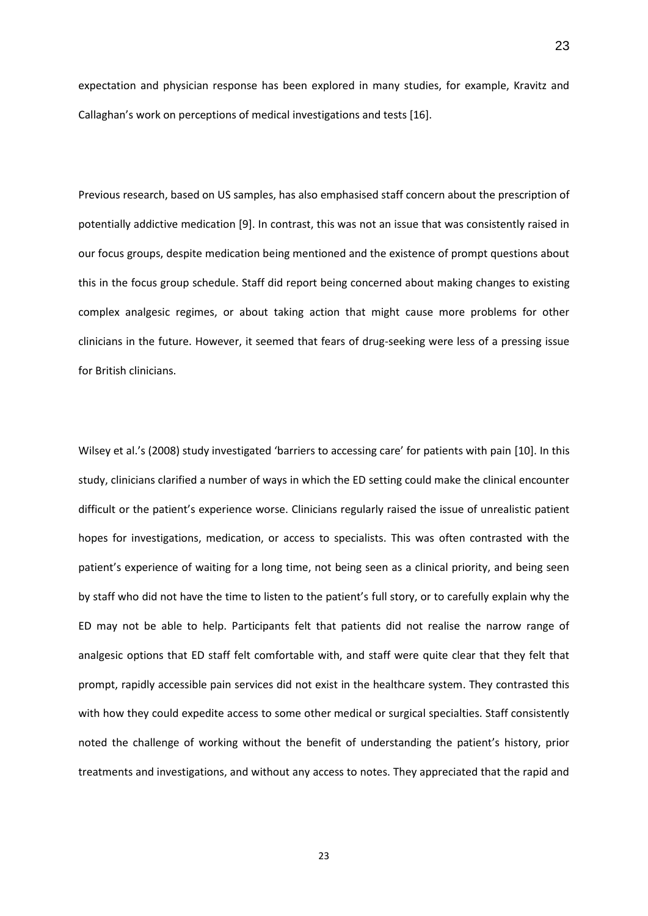expectation and physician response has been explored in many studies, for example, Kravitz and Callaghan's work on perceptions of medical investigations and tests [16].

Previous research, based on US samples, has also emphasised staff concern about the prescription of potentially addictive medication [9]. In contrast, this was not an issue that was consistently raised in our focus groups, despite medication being mentioned and the existence of prompt questions about this in the focus group schedule. Staff did report being concerned about making changes to existing complex analgesic regimes, or about taking action that might cause more problems for other clinicians in the future. However, it seemed that fears of drug-seeking were less of a pressing issue for British clinicians.

Wilsey et al.'s (2008) study investigated 'barriers to accessing care' for patients with pain [10]. In this study, clinicians clarified a number of ways in which the ED setting could make the clinical encounter difficult or the patient's experience worse. Clinicians regularly raised the issue of unrealistic patient hopes for investigations, medication, or access to specialists. This was often contrasted with the patient's experience of waiting for a long time, not being seen as a clinical priority, and being seen by staff who did not have the time to listen to the patient's full story, or to carefully explain why the ED may not be able to help. Participants felt that patients did not realise the narrow range of analgesic options that ED staff felt comfortable with, and staff were quite clear that they felt that prompt, rapidly accessible pain services did not exist in the healthcare system. They contrasted this with how they could expedite access to some other medical or surgical specialties. Staff consistently noted the challenge of working without the benefit of understanding the patient's history, prior treatments and investigations, and without any access to notes. They appreciated that the rapid and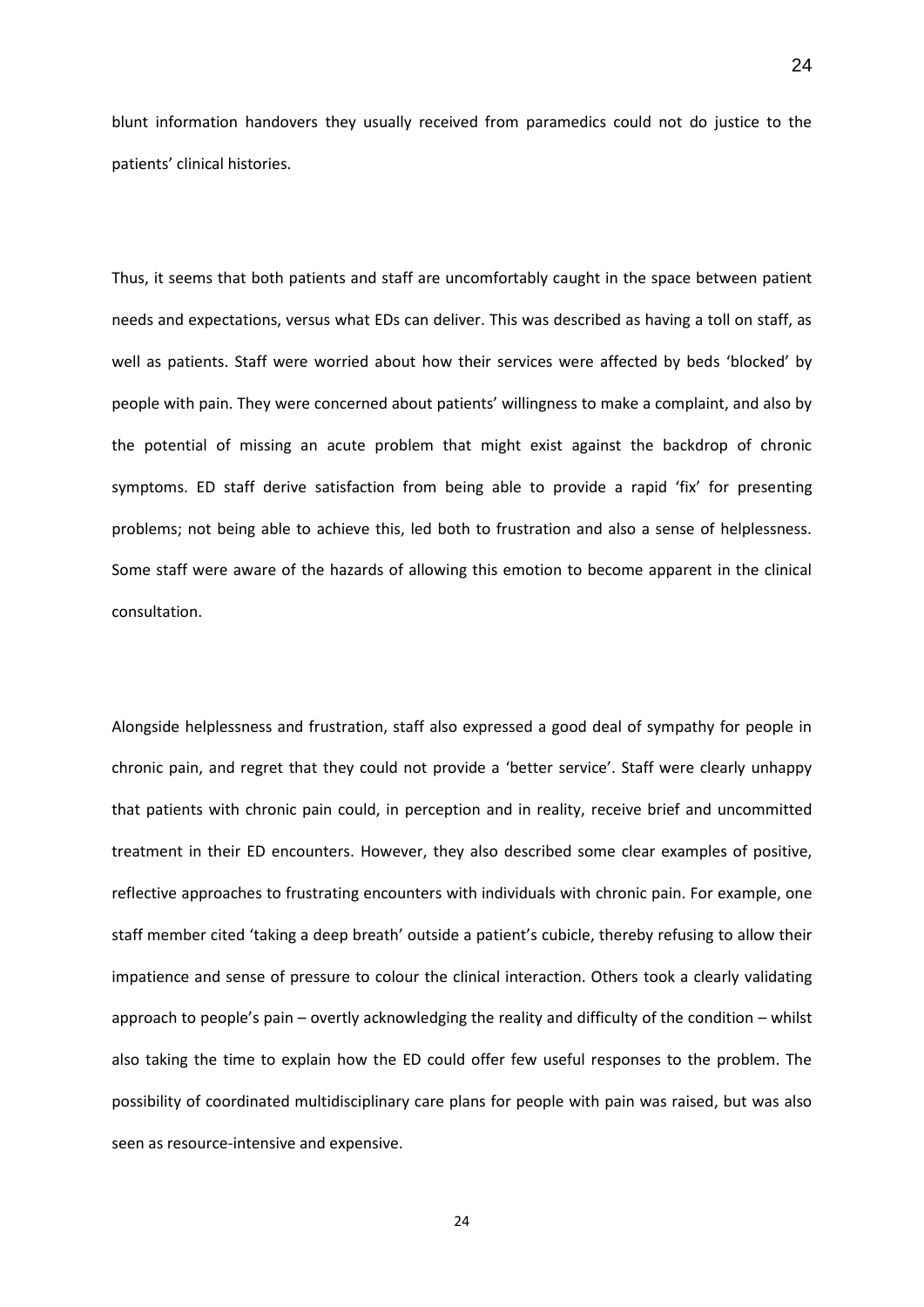blunt information handovers they usually received from paramedics could not do justice to the patients' clinical histories.

Thus, it seems that both patients and staff are uncomfortably caught in the space between patient needs and expectations, versus what EDs can deliver. This was described as having a toll on staff, as well as patients. Staff were worried about how their services were affected by beds 'blocked' by people with pain. They were concerned about patients' willingness to make a complaint, and also by the potential of missing an acute problem that might exist against the backdrop of chronic symptoms. ED staff derive satisfaction from being able to provide a rapid 'fix' for presenting problems; not being able to achieve this, led both to frustration and also a sense of helplessness. Some staff were aware of the hazards of allowing this emotion to become apparent in the clinical consultation.

Alongside helplessness and frustration, staff also expressed a good deal of sympathy for people in chronic pain, and regret that they could not provide a 'better service'. Staff were clearly unhappy that patients with chronic pain could, in perception and in reality, receive brief and uncommitted treatment in their ED encounters. However, they also described some clear examples of positive, reflective approaches to frustrating encounters with individuals with chronic pain. For example, one staff member cited 'taking a deep breath' outside a patient's cubicle, thereby refusing to allow their impatience and sense of pressure to colour the clinical interaction. Others took a clearly validating approach to people's pain – overtly acknowledging the reality and difficulty of the condition – whilst also taking the time to explain how the ED could offer few useful responses to the problem. The possibility of coordinated multidisciplinary care plans for people with pain was raised, but was also seen as resource-intensive and expensive.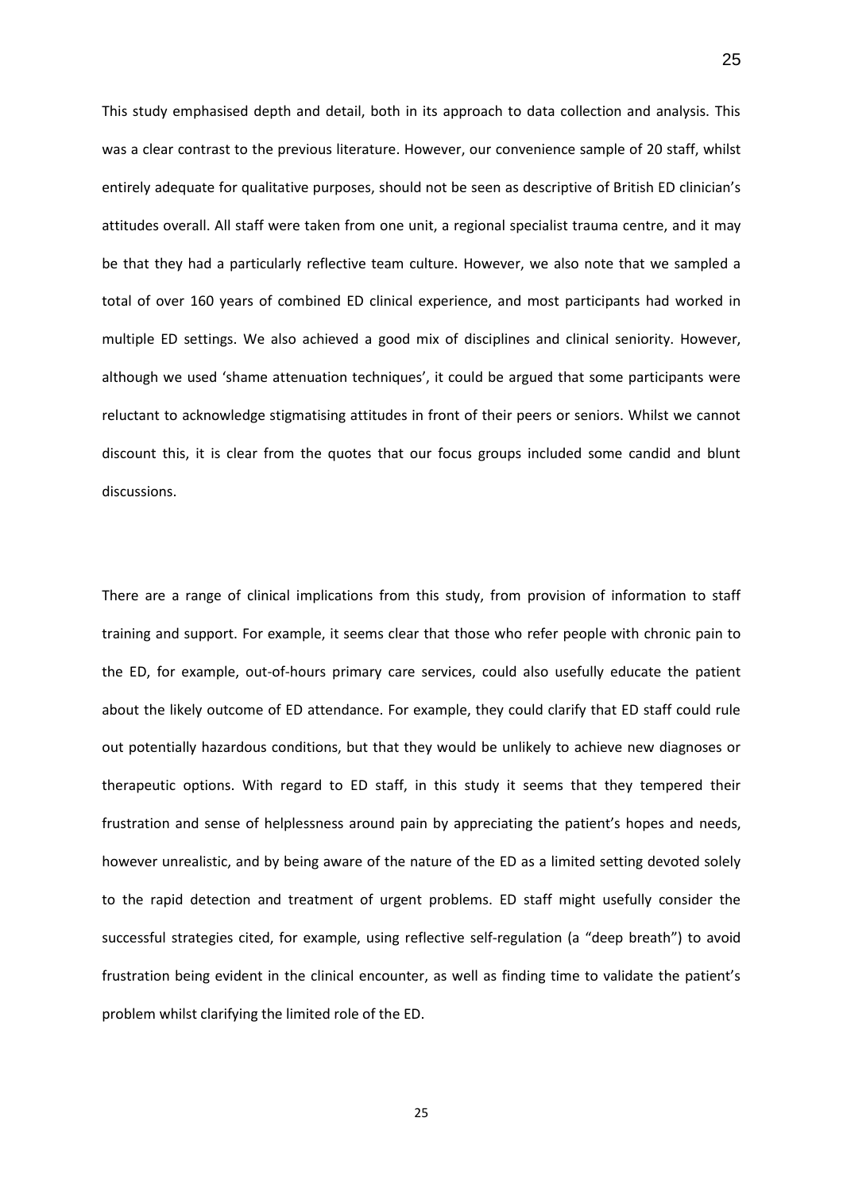This study emphasised depth and detail, both in its approach to data collection and analysis. This was a clear contrast to the previous literature. However, our convenience sample of 20 staff, whilst entirely adequate for qualitative purposes, should not be seen as descriptive of British ED clinician's attitudes overall. All staff were taken from one unit, a regional specialist trauma centre, and it may be that they had a particularly reflective team culture. However, we also note that we sampled a total of over 160 years of combined ED clinical experience, and most participants had worked in multiple ED settings. We also achieved a good mix of disciplines and clinical seniority. However, although we used 'shame attenuation techniques', it could be argued that some participants were reluctant to acknowledge stigmatising attitudes in front of their peers or seniors. Whilst we cannot discount this, it is clear from the quotes that our focus groups included some candid and blunt discussions.

There are a range of clinical implications from this study, from provision of information to staff training and support. For example, it seems clear that those who refer people with chronic pain to the ED, for example, out-of-hours primary care services, could also usefully educate the patient about the likely outcome of ED attendance. For example, they could clarify that ED staff could rule out potentially hazardous conditions, but that they would be unlikely to achieve new diagnoses or therapeutic options. With regard to ED staff, in this study it seems that they tempered their frustration and sense of helplessness around pain by appreciating the patient's hopes and needs, however unrealistic, and by being aware of the nature of the ED as a limited setting devoted solely to the rapid detection and treatment of urgent problems. ED staff might usefully consider the successful strategies cited, for example, using reflective self-regulation (a "deep breath") to avoid frustration being evident in the clinical encounter, as well as finding time to validate the patient's problem whilst clarifying the limited role of the ED.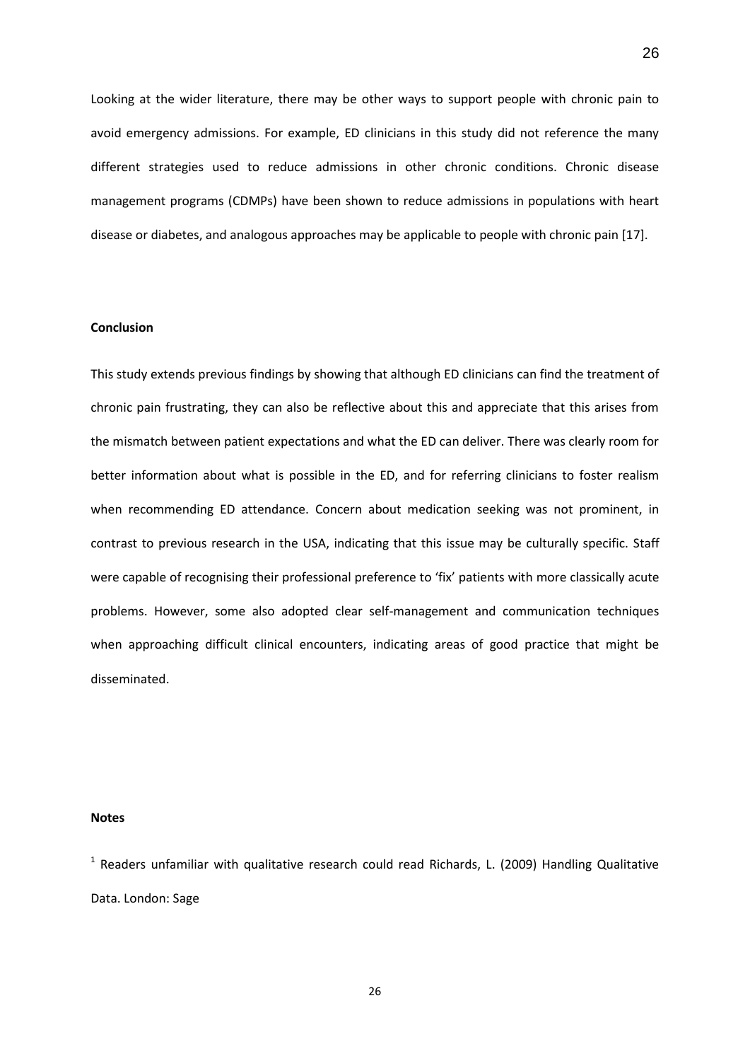Looking at the wider literature, there may be other ways to support people with chronic pain to avoid emergency admissions. For example, ED clinicians in this study did not reference the many different strategies used to reduce admissions in other chronic conditions. Chronic disease management programs (CDMPs) have been shown to reduce admissions in populations with heart disease or diabetes, and analogous approaches may be applicable to people with chronic pain [17].

**Conclusion**

This study extends previous findings by showing that although ED clinicians can find the treatment of chronic pain frustrating, they can also be reflective about this and appreciate that this arises from the mismatch between patient expectations and what the ED can deliver. There was clearly room for better information about what is possible in the ED, and for referring clinicians to foster realism when recommending ED attendance. Concern about medication seeking was not prominent, in contrast to previous research in the USA, indicating that this issue may be culturally specific. Staff were capable of recognising their professional preference to 'fix' patients with more classically acute problems. However, some also adopted clear self-management and communication techniques when approaching difficult clinical encounters, indicating areas of good practice that might be disseminated.

**Notes**

[1] Readers unfamiliar with qualitative research could read Richards, L. (2009) Handling Qualitative Data. London: Sage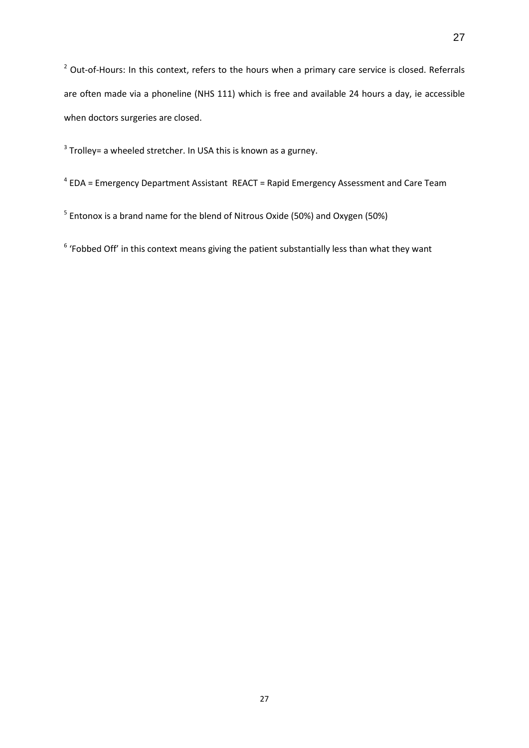[2] Out-of-Hours: In this context, refers to the hours when a primary care service is closed. Referrals are often made via a phoneline (NHS 111) which is free and available 24 hours a day, ie accessible when doctors surgeries are closed.

[3] Trolley= a wheeled stretcher. In USA this is known as a gurney.

[4] EDA = Emergency Department Assistant  REACT = Rapid Emergency Assessment and Care Team

[5] Entonox is a brand name for the blend of Nitrous Oxide (50%) and Oxygen (50%)

[6] 'Fobbed Off' in this context means giving the patient substantially less than what they want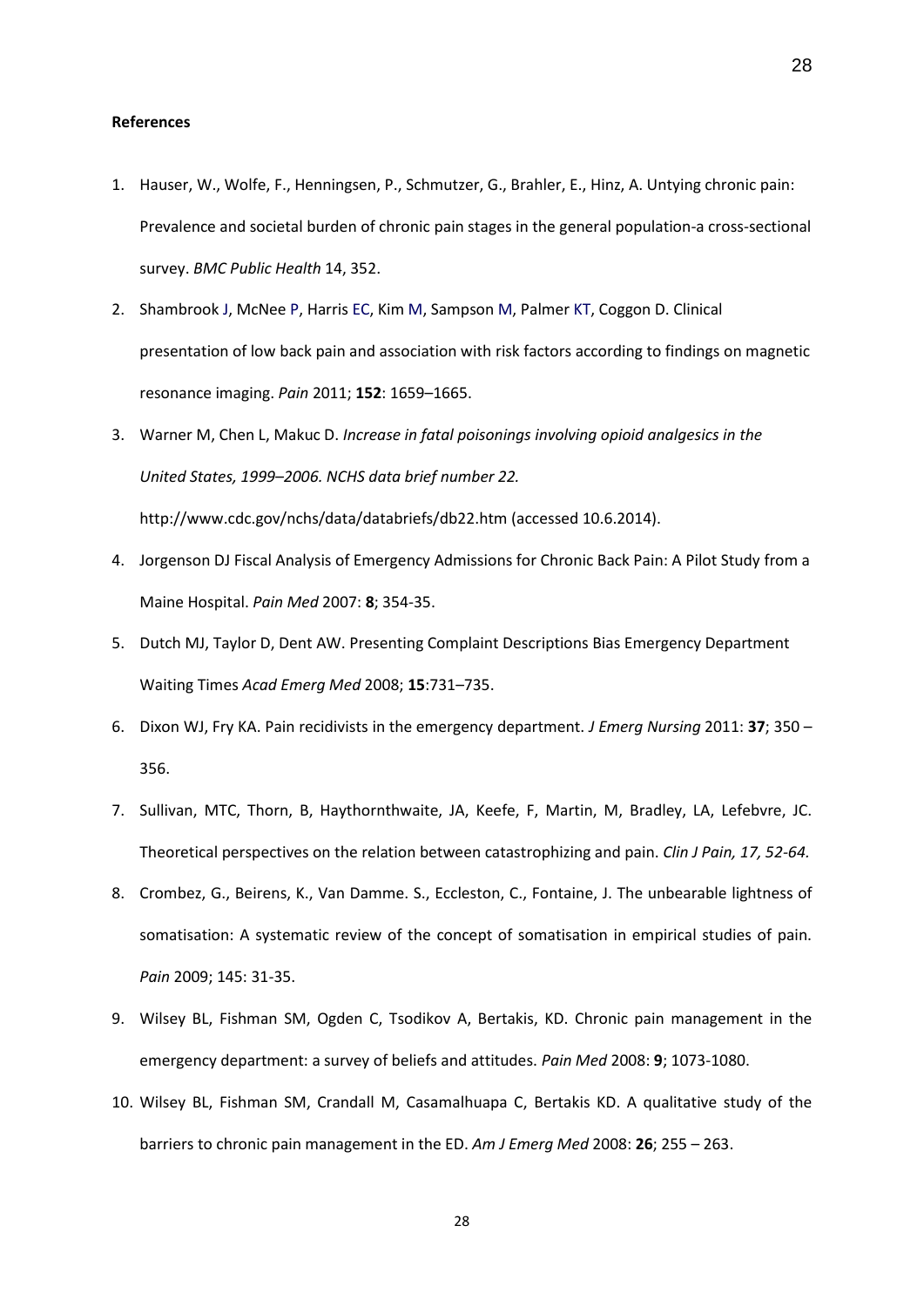**References**

1. Hauser, W., Wolfe, F., Henningsen, P., Schmutzer, G., Brahler, E., Hinz, A. Untying chronic pain: Prevalence and societal burden of chronic pain stages in the general population-a cross-sectional survey. *BMC Public Health* 14, 352.
2. Shambrook J, McNee P, Harris EC, Kim M, Sampson M, Palmer KT, Coggon D. Clinical presentation of low back pain and association with risk factors according to findings on magnetic resonance imaging. *Pain* 2011; **152**: 1659–1665.
3. Warner M, Chen L, Makuc D. *Increase in fatal poisonings involving opioid analgesics in the United States, 1999–2006. NCHS data brief number 22.* http://www.cdc.gov/nchs/data/databriefs/db22.htm (accessed 10.6.2014).
4. Jorgenson DJ Fiscal Analysis of Emergency Admissions for Chronic Back Pain: A Pilot Study from a Maine Hospital. *Pain Med* 2007: **8**; 354-35.
5. Dutch MJ, Taylor D, Dent AW. Presenting Complaint Descriptions Bias Emergency Department Waiting Times *Acad Emerg Med* 2008; **15**:731–735.
6. Dixon WJ, Fry KA. Pain recidivists in the emergency department. *J Emerg Nursing* 2011: **37**; 350 – 356.
7. Sullivan, MTC, Thorn, B, Haythornthwaite, JA, Keefe, F, Martin, M, Bradley, LA, Lefebvre, JC. Theoretical perspectives on the relation between catastrophizing and pain. *Clin J Pain, 17, 52-64.*
8. Crombez, G., Beirens, K., Van Damme. S., Eccleston, C., Fontaine, J. The unbearable lightness of somatisation: A systematic review of the concept of somatisation in empirical studies of pain. *Pain* 2009; 145: 31-35.
9. Wilsey BL, Fishman SM, Ogden C, Tsodikov A, Bertakis, KD. Chronic pain management in the emergency department: a survey of beliefs and attitudes. *Pain Med* 2008: **9**; 1073-1080.
10. Wilsey BL, Fishman SM, Crandall M, Casamalhuapa C, Bertakis KD. A qualitative study of the barriers to chronic pain management in the ED. *Am J Emerg Med* 2008: **26**; 255 – 263.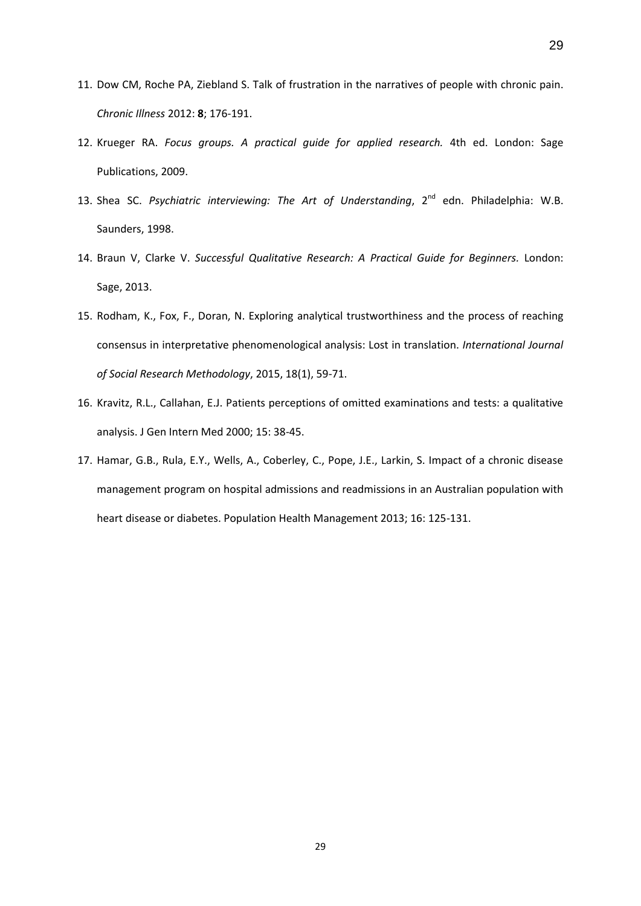11. Dow CM, Roche PA, Ziebland S. Talk of frustration in the narratives of people with chronic pain. *Chronic Illness* 2012: **8**; 176-191.
12. Krueger RA. *Focus groups. A practical guide for applied research.* 4th ed. London: Sage Publications, 2009.
13. Shea SC. *Psychiatric interviewing: The Art of Understanding*, 2nd edn. Philadelphia: W.B. Saunders, 1998.
14. Braun V, Clarke V. *Successful Qualitative Research: A Practical Guide for Beginners.* London: Sage, 2013.
15. Rodham, K., Fox, F., Doran, N. Exploring analytical trustworthiness and the process of reaching consensus in interpretative phenomenological analysis: Lost in translation. *International Journal of Social Research Methodology*, 2015, 18(1), 59-71.
16. Kravitz, R.L., Callahan, E.J. Patients perceptions of omitted examinations and tests: a qualitative analysis. J Gen Intern Med 2000; 15: 38-45.
17. Hamar, G.B., Rula, E.Y., Wells, A., Coberley, C., Pope, J.E., Larkin, S. Impact of a chronic disease management program on hospital admissions and readmissions in an Australian population with heart disease or diabetes. Population Health Management 2013; 16: 125-131.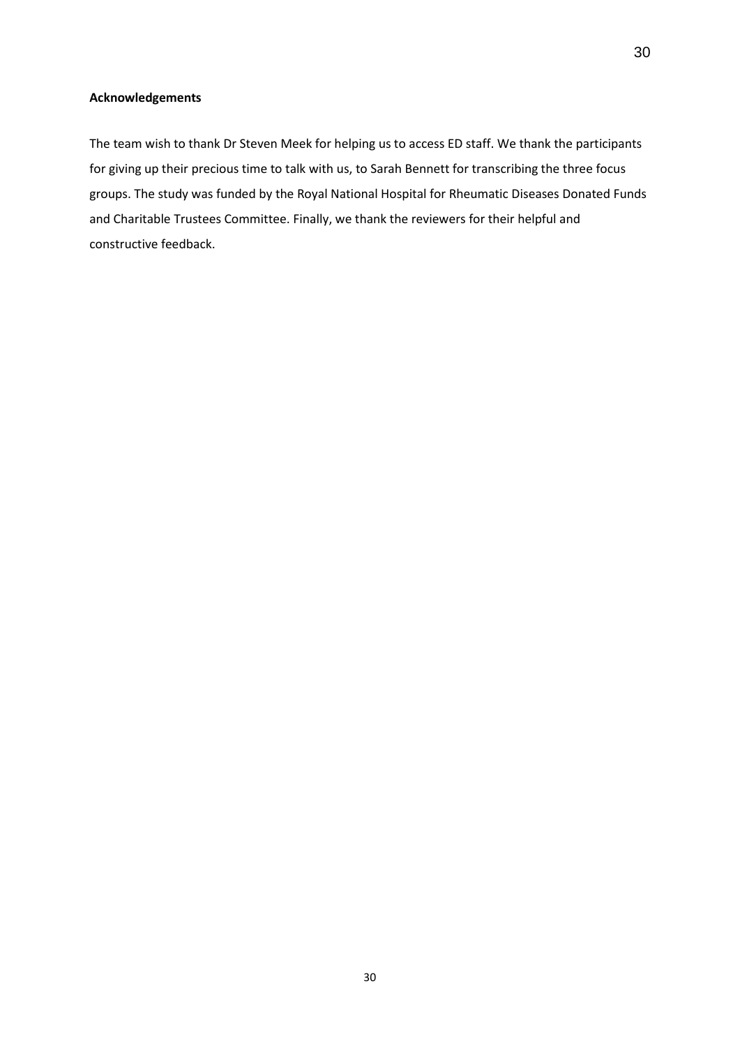**Acknowledgements**

The team wish to thank Dr Steven Meek for helping us to access ED staff. We thank the participants for giving up their precious time to talk with us, to Sarah Bennett for transcribing the three focus groups. The study was funded by the Royal National Hospital for Rheumatic Diseases Donated Funds and Charitable Trustees Committee. Finally, we thank the reviewers for their helpful and constructive feedback.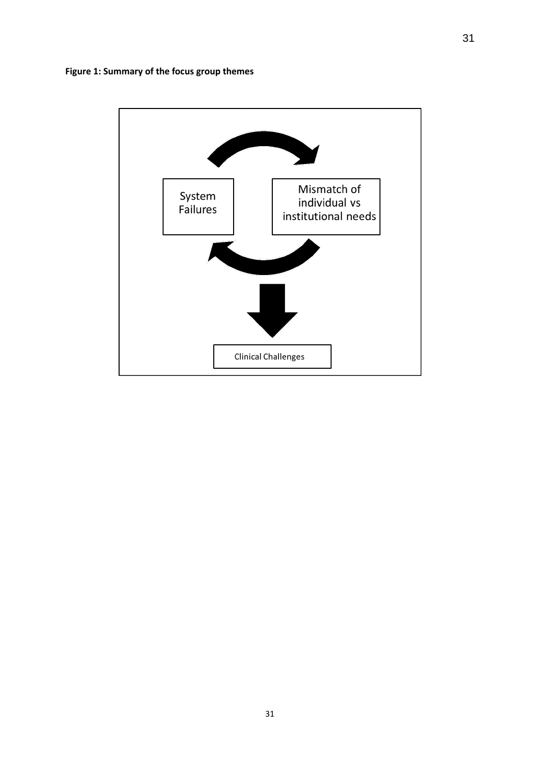**Figure 1: Summary of the focus group themes**

System Failures

Mismatch of individual vs institutional needs

Clinical Challenges